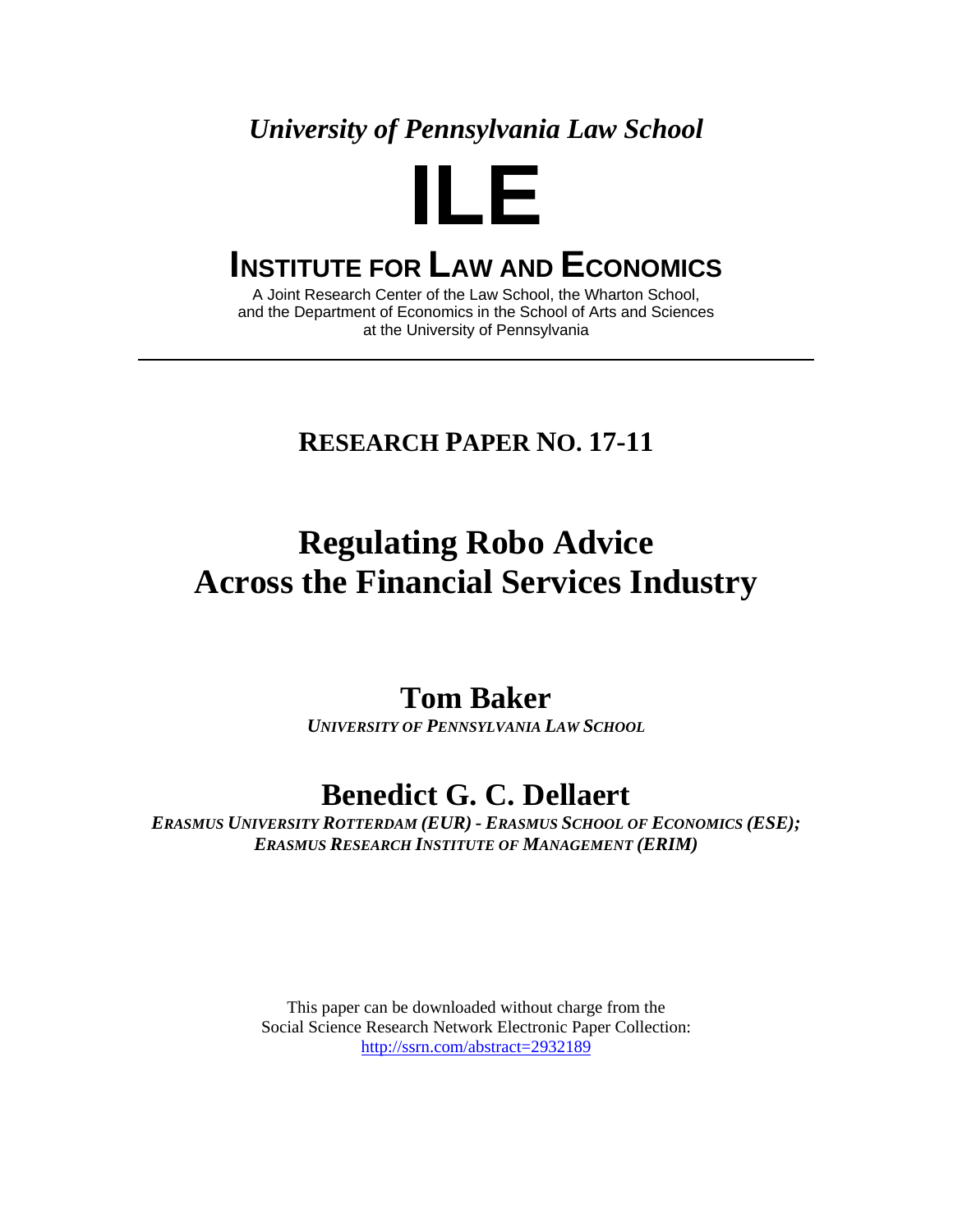*University of Pennsylvania Law School*

# ILE

## INSTITUTE FOR LAW AND ECONOMICS

A Joint Research Center of the Law School, the Wharton School,
and the Department of Economics in the School of Arts and Sciences
at the University of Pennsylvania

---

**RESEARCH PAPER NO. 17-11**

# Regulating Robo Advice Across the Financial Services Industry

**Tom Baker**

*UNIVERSITY OF PENNSYLVANIA LAW SCHOOL*

**Benedict G. C. Dellaert**

*ERASMUS UNIVERSITY ROTTERDAM (EUR) - ERASMUS SCHOOL OF ECONOMICS (ESE); ERASMUS RESEARCH INSTITUTE OF MANAGEMENT (ERIM)*

This paper can be downloaded without charge from the
Social Science Research Network Electronic Paper Collection:
http://ssrn.com/abstract=2932189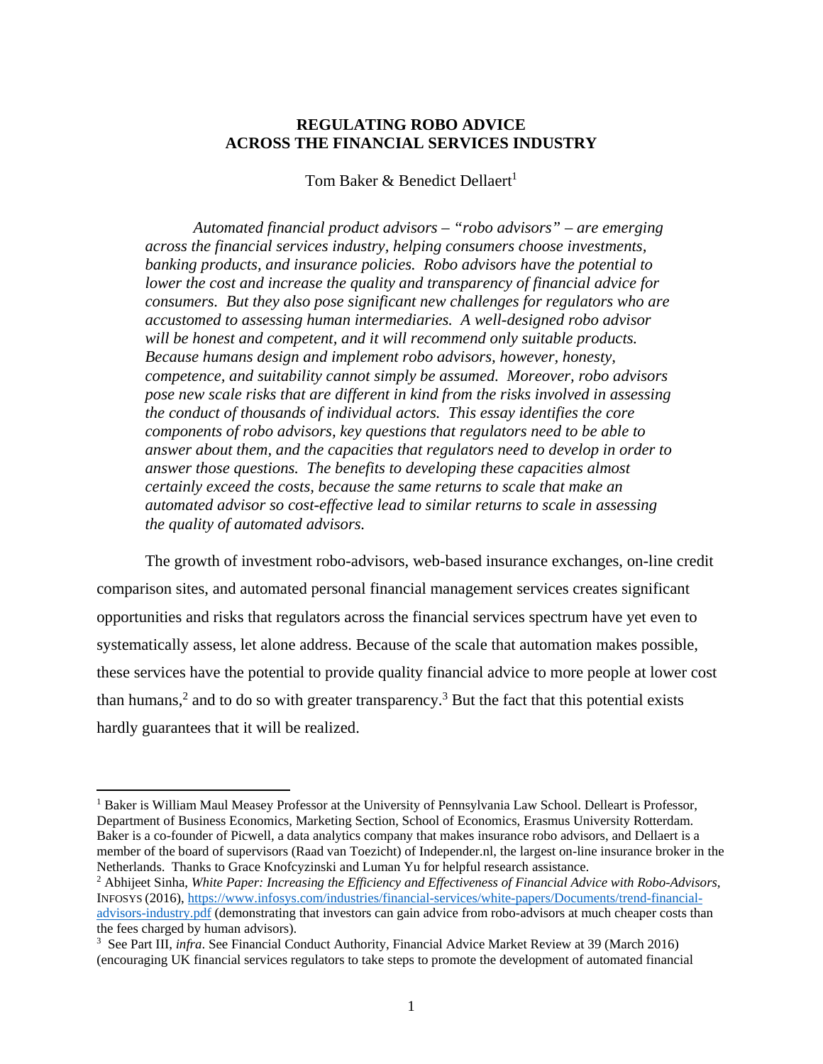**REGULATING ROBO ADVICE**
**ACROSS THE FINANCIAL SERVICES INDUSTRY**

Tom Baker & Benedict Dellaert[1]

*Automated financial product advisors – "robo advisors" – are emerging across the financial services industry, helping consumers choose investments, banking products, and insurance policies. Robo advisors have the potential to lower the cost and increase the quality and transparency of financial advice for consumers. But they also pose significant new challenges for regulators who are accustomed to assessing human intermediaries. A well-designed robo advisor will be honest and competent, and it will recommend only suitable products. Because humans design and implement robo advisors, however, honesty, competence, and suitability cannot simply be assumed. Moreover, robo advisors pose new scale risks that are different in kind from the risks involved in assessing the conduct of thousands of individual actors. This essay identifies the core components of robo advisors, key questions that regulators need to be able to answer about them, and the capacities that regulators need to develop in order to answer those questions. The benefits to developing these capacities almost certainly exceed the costs, because the same returns to scale that make an automated advisor so cost-effective lead to similar returns to scale in assessing the quality of automated advisors.*

The growth of investment robo-advisors, web-based insurance exchanges, on-line credit comparison sites, and automated personal financial management services creates significant opportunities and risks that regulators across the financial services spectrum have yet even to systematically assess, let alone address. Because of the scale that automation makes possible, these services have the potential to provide quality financial advice to more people at lower cost than humans,[2] and to do so with greater transparency.[3] But the fact that this potential exists hardly guarantees that it will be realized.

---

[1] Baker is William Maul Measey Professor at the University of Pennsylvania Law School. Delleart is Professor, Department of Business Economics, Marketing Section, School of Economics, Erasmus University Rotterdam. Baker is a co-founder of Picwell, a data analytics company that makes insurance robo advisors, and Dellaert is a member of the board of supervisors (Raad van Toezicht) of Independer.nl, the largest on-line insurance broker in the Netherlands. Thanks to Grace Knofczyinski and Luman Yu for helpful research assistance.

[2] Abhijeet Sinha, *White Paper: Increasing the Efficiency and Effectiveness of Financial Advice with Robo-Advisors*, INFOSYS (2016), https://www.infosys.com/industries/financial-services/white-papers/Documents/trend-financial-advisors-industry.pdf (demonstrating that investors can gain advice from robo-advisors at much cheaper costs than the fees charged by human advisors).

[3] See Part III, *infra*. See Financial Conduct Authority, Financial Advice Market Review at 39 (March 2016) (encouraging UK financial services regulators to take steps to promote the development of automated financial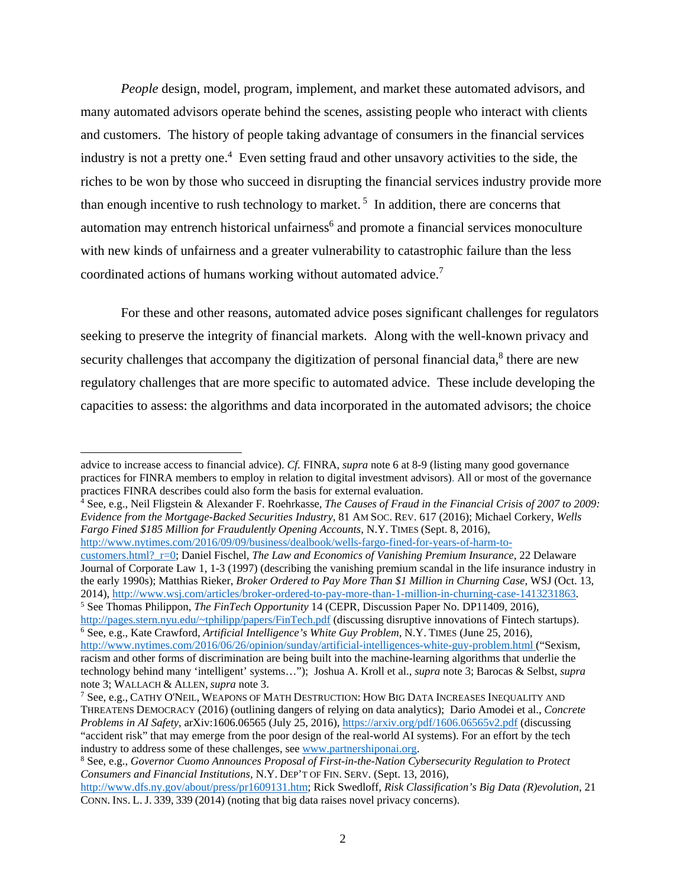*People* design, model, program, implement, and market these automated advisors, and many automated advisors operate behind the scenes, assisting people who interact with clients and customers. The history of people taking advantage of consumers in the financial services industry is not a pretty one.[4] Even setting fraud and other unsavory activities to the side, the riches to be won by those who succeed in disrupting the financial services industry provide more than enough incentive to rush technology to market.[5] In addition, there are concerns that automation may entrench historical unfairness[6] and promote a financial services monoculture with new kinds of unfairness and a greater vulnerability to catastrophic failure than the less coordinated actions of humans working without automated advice.[7]

For these and other reasons, automated advice poses significant challenges for regulators seeking to preserve the integrity of financial markets. Along with the well-known privacy and security challenges that accompany the digitization of personal financial data,[8] there are new regulatory challenges that are more specific to automated advice. These include developing the capacities to assess: the algorithms and data incorporated in the automated advisors; the choice

---

advice to increase access to financial advice). *Cf.* FINRA, *supra* note 6 at 8-9 (listing many good governance practices for FINRA members to employ in relation to digital investment advisors). All or most of the governance practices FINRA describes could also form the basis for external evaluation.

[4] See, e.g., Neil Fligstein & Alexander F. Roehrkasse, *The Causes of Fraud in the Financial Crisis of 2007 to 2009: Evidence from the Mortgage-Backed Securities Industry*, 81 AM SOC. REV. 617 (2016); Michael Corkery, *Wells Fargo Fined $185 Million for Fraudulently Opening Accounts*, N.Y. TIMES (Sept. 8, 2016), http://www.nytimes.com/2016/09/09/business/dealbook/wells-fargo-fined-for-years-of-harm-to-customers.html?_r=0; Daniel Fischel, *The Law and Economics of Vanishing Premium Insurance*, 22 Delaware Journal of Corporate Law 1, 1-3 (1997) (describing the vanishing premium scandal in the life insurance industry in the early 1990s); Matthias Rieker, *Broker Ordered to Pay More Than $1 Million in Churning Case*, WSJ (Oct. 13, 2014), http://www.wsj.com/articles/broker-ordered-to-pay-more-than-1-million-in-churning-case-1413231863.

[5] See Thomas Philippon, *The FinTech Opportunity* 14 (CEPR, Discussion Paper No. DP11409, 2016), http://pages.stern.nyu.edu/~tphilipp/papers/FinTech.pdf (discussing disruptive innovations of Fintech startups).

[6] See, e.g., Kate Crawford, *Artificial Intelligence's White Guy Problem*, N.Y. TIMES (June 25, 2016), http://www.nytimes.com/2016/06/26/opinion/sunday/artificial-intelligences-white-guy-problem.html ("Sexism, racism and other forms of discrimination are being built into the machine-learning algorithms that underlie the technology behind many 'intelligent' systems…"); Joshua A. Kroll et al., *supra* note 3; Barocas & Selbst, *supra* note 3; WALLACH & ALLEN, *supra* note 3.

[7] See, e.g., CATHY O'NEIL, WEAPONS OF MATH DESTRUCTION: HOW BIG DATA INCREASES INEQUALITY AND THREATENS DEMOCRACY (2016) (outlining dangers of relying on data analytics); Dario Amodei et al., *Concrete Problems in AI Safety*, arXiv:1606.06565 (July 25, 2016), https://arxiv.org/pdf/1606.06565v2.pdf (discussing "accident risk" that may emerge from the poor design of the real-world AI systems). For an effort by the tech industry to address some of these challenges, see www.partnershiponai.org.

[8] See, e.g., *Governor Cuomo Announces Proposal of First-in-the-Nation Cybersecurity Regulation to Protect Consumers and Financial Institutions*, N.Y. DEP'T OF FIN. SERV. (Sept. 13, 2016), http://www.dfs.ny.gov/about/press/pr1609131.htm; Rick Swedloff, *Risk Classification's Big Data (R)evolution*, 21 CONN. INS. L. J. 339, 339 (2014) (noting that big data raises novel privacy concerns).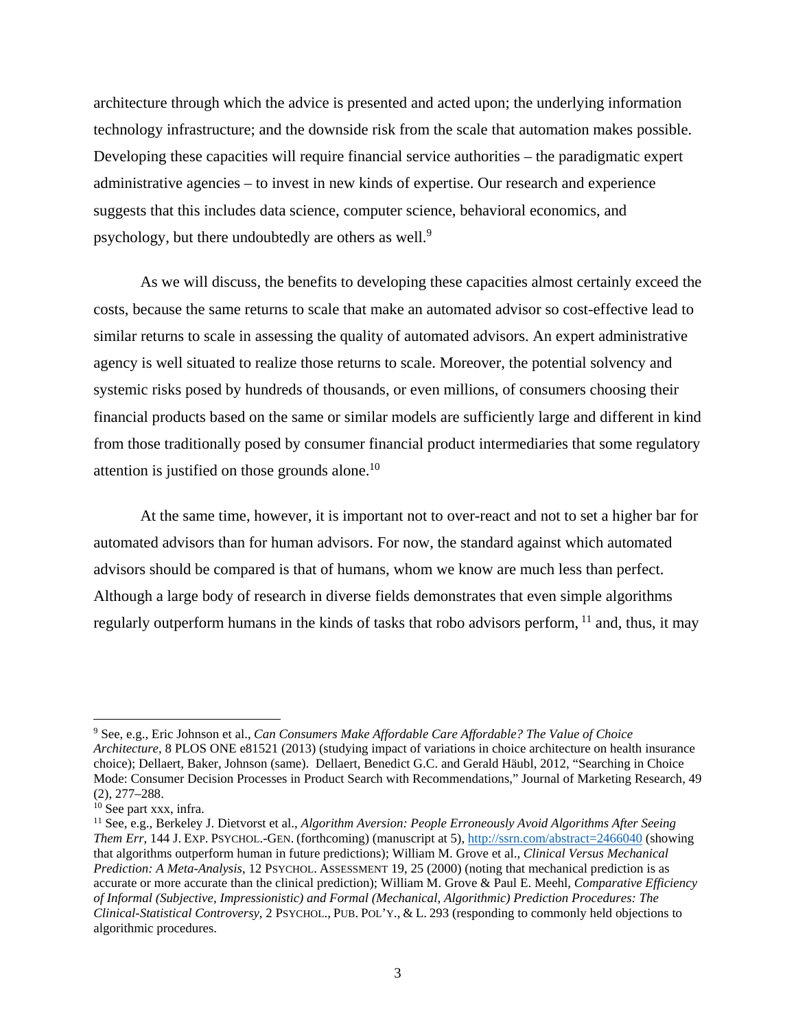architecture through which the advice is presented and acted upon; the underlying information technology infrastructure; and the downside risk from the scale that automation makes possible. Developing these capacities will require financial service authorities – the paradigmatic expert administrative agencies – to invest in new kinds of expertise. Our research and experience suggests that this includes data science, computer science, behavioral economics, and psychology, but there undoubtedly are others as well.[9]

As we will discuss, the benefits to developing these capacities almost certainly exceed the costs, because the same returns to scale that make an automated advisor so cost-effective lead to similar returns to scale in assessing the quality of automated advisors. An expert administrative agency is well situated to realize those returns to scale. Moreover, the potential solvency and systemic risks posed by hundreds of thousands, or even millions, of consumers choosing their financial products based on the same or similar models are sufficiently large and different in kind from those traditionally posed by consumer financial product intermediaries that some regulatory attention is justified on those grounds alone.[10]

At the same time, however, it is important not to over-react and not to set a higher bar for automated advisors than for human advisors. For now, the standard against which automated advisors should be compared is that of humans, whom we know are much less than perfect. Although a large body of research in diverse fields demonstrates that even simple algorithms regularly outperform humans in the kinds of tasks that robo advisors perform, [11] and, thus, it may

---

[9] See, e.g., Eric Johnson et al., *Can Consumers Make Affordable Care Affordable? The Value of Choice Architecture*, 8 PLOS ONE e81521 (2013) (studying impact of variations in choice architecture on health insurance choice); Dellaert, Baker, Johnson (same). Dellaert, Benedict G.C. and Gerald Häubl, 2012, "Searching in Choice Mode: Consumer Decision Processes in Product Search with Recommendations," Journal of Marketing Research, 49 (2), 277–288.

[10] See part xxx, infra.

[11] See, e.g., Berkeley J. Dietvorst et al., *Algorithm Aversion: People Erroneously Avoid Algorithms After Seeing Them Err*, 144 J. EXP. PSYCHOL.-GEN. (forthcoming) (manuscript at 5), http://ssrn.com/abstract=2466040 (showing that algorithms outperform human in future predictions); William M. Grove et al., *Clinical Versus Mechanical Prediction: A Meta-Analysis*, 12 PSYCHOL. ASSESSMENT 19, 25 (2000) (noting that mechanical prediction is as accurate or more accurate than the clinical prediction); William M. Grove & Paul E. Meehl, *Comparative Efficiency of Informal (Subjective, Impressionistic) and Formal (Mechanical, Algorithmic) Prediction Procedures: The Clinical-Statistical Controversy*, 2 PSYCHOL., PUB. POL'Y., & L. 293 (responding to commonly held objections to algorithmic procedures.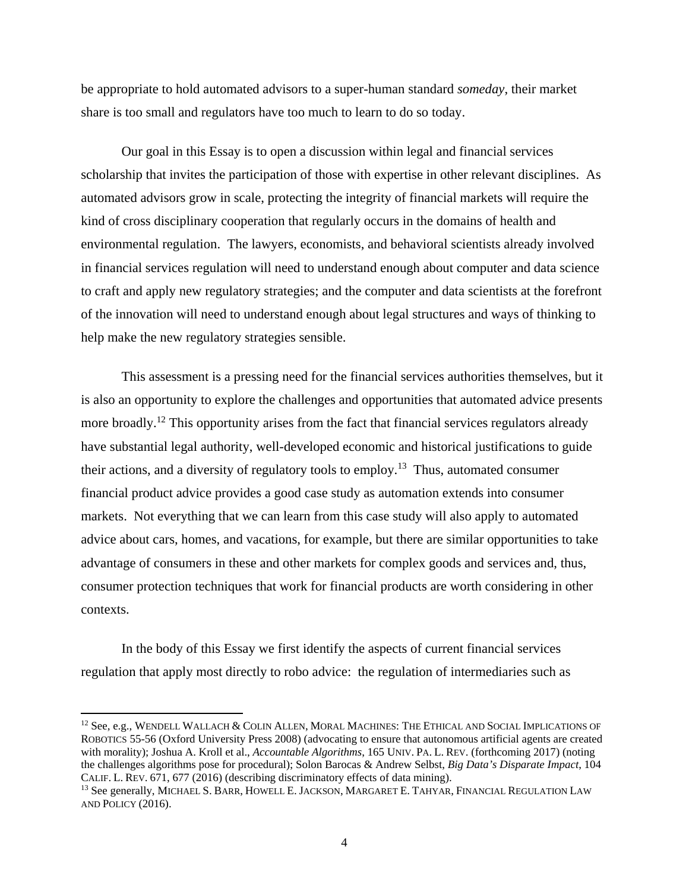be appropriate to hold automated advisors to a super-human standard *someday*, their market share is too small and regulators have too much to learn to do so today.

Our goal in this Essay is to open a discussion within legal and financial services scholarship that invites the participation of those with expertise in other relevant disciplines. As automated advisors grow in scale, protecting the integrity of financial markets will require the kind of cross disciplinary cooperation that regularly occurs in the domains of health and environmental regulation. The lawyers, economists, and behavioral scientists already involved in financial services regulation will need to understand enough about computer and data science to craft and apply new regulatory strategies; and the computer and data scientists at the forefront of the innovation will need to understand enough about legal structures and ways of thinking to help make the new regulatory strategies sensible.

This assessment is a pressing need for the financial services authorities themselves, but it is also an opportunity to explore the challenges and opportunities that automated advice presents more broadly.[12] This opportunity arises from the fact that financial services regulators already have substantial legal authority, well-developed economic and historical justifications to guide their actions, and a diversity of regulatory tools to employ.[13] Thus, automated consumer financial product advice provides a good case study as automation extends into consumer markets. Not everything that we can learn from this case study will also apply to automated advice about cars, homes, and vacations, for example, but there are similar opportunities to take advantage of consumers in these and other markets for complex goods and services and, thus, consumer protection techniques that work for financial products are worth considering in other contexts.

In the body of this Essay we first identify the aspects of current financial services regulation that apply most directly to robo advice: the regulation of intermediaries such as

---

[12] See, e.g., WENDELL WALLACH & COLIN ALLEN, MORAL MACHINES: THE ETHICAL AND SOCIAL IMPLICATIONS OF ROBOTICS 55-56 (Oxford University Press 2008) (advocating to ensure that autonomous artificial agents are created with morality); Joshua A. Kroll et al., *Accountable Algorithms*, 165 UNIV. PA. L. REV. (forthcoming 2017) (noting the challenges algorithms pose for procedural); Solon Barocas & Andrew Selbst, *Big Data's Disparate Impact*, 104 CALIF. L. REV. 671, 677 (2016) (describing discriminatory effects of data mining).

[13] See generally, MICHAEL S. BARR, HOWELL E. JACKSON, MARGARET E. TAHYAR, FINANCIAL REGULATION LAW AND POLICY (2016).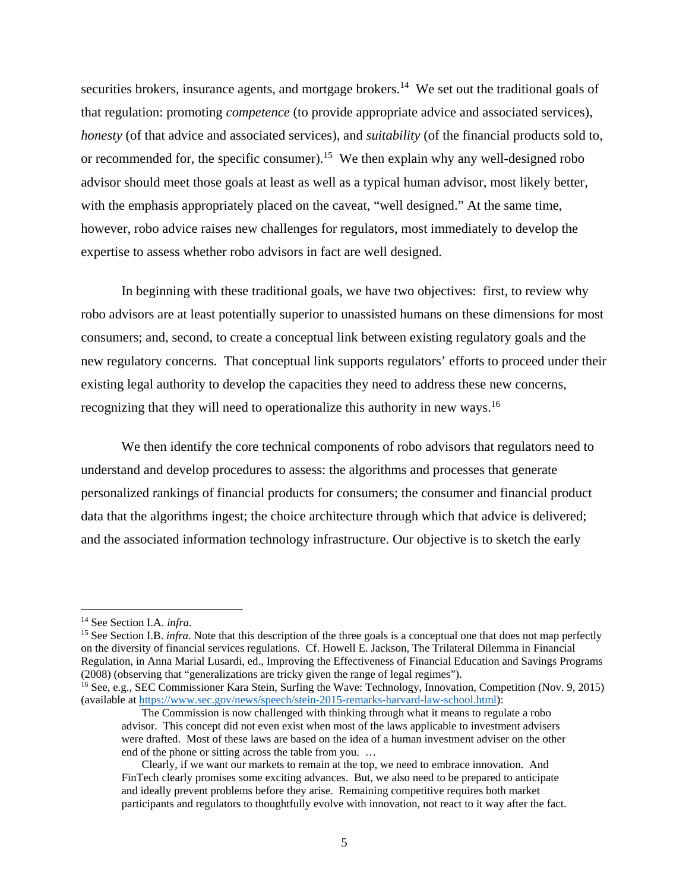securities brokers, insurance agents, and mortgage brokers.[14] We set out the traditional goals of that regulation: promoting *competence* (to provide appropriate advice and associated services), *honesty* (of that advice and associated services), and *suitability* (of the financial products sold to, or recommended for, the specific consumer).[15] We then explain why any well-designed robo advisor should meet those goals at least as well as a typical human advisor, most likely better, with the emphasis appropriately placed on the caveat, "well designed." At the same time, however, robo advice raises new challenges for regulators, most immediately to develop the expertise to assess whether robo advisors in fact are well designed.

In beginning with these traditional goals, we have two objectives: first, to review why robo advisors are at least potentially superior to unassisted humans on these dimensions for most consumers; and, second, to create a conceptual link between existing regulatory goals and the new regulatory concerns. That conceptual link supports regulators' efforts to proceed under their existing legal authority to develop the capacities they need to address these new concerns, recognizing that they will need to operationalize this authority in new ways.[16]

We then identify the core technical components of robo advisors that regulators need to understand and develop procedures to assess: the algorithms and processes that generate personalized rankings of financial products for consumers; the consumer and financial product data that the algorithms ingest; the choice architecture through which that advice is delivered; and the associated information technology infrastructure. Our objective is to sketch the early

---

[14] See Section I.A. *infra*.

[15] See Section I.B. *infra*. Note that this description of the three goals is a conceptual one that does not map perfectly on the diversity of financial services regulations. Cf. Howell E. Jackson, The Trilateral Dilemma in Financial Regulation, in Anna Marial Lusardi, ed., Improving the Effectiveness of Financial Education and Savings Programs (2008) (observing that "generalizations are tricky given the range of legal regimes").

[16] See, e.g., SEC Commissioner Kara Stein, Surfing the Wave: Technology, Innovation, Competition (Nov. 9, 2015) (available at https://www.sec.gov/news/speech/stein-2015-remarks-harvard-law-school.html):

> The Commission is now challenged with thinking through what it means to regulate a robo advisor. This concept did not even exist when most of the laws applicable to investment advisers were drafted. Most of these laws are based on the idea of a human investment adviser on the other end of the phone or sitting across the table from you. …
>
> Clearly, if we want our markets to remain at the top, we need to embrace innovation. And FinTech clearly promises some exciting advances. But, we also need to be prepared to anticipate and ideally prevent problems before they arise. Remaining competitive requires both market participants and regulators to thoughtfully evolve with innovation, not react to it way after the fact.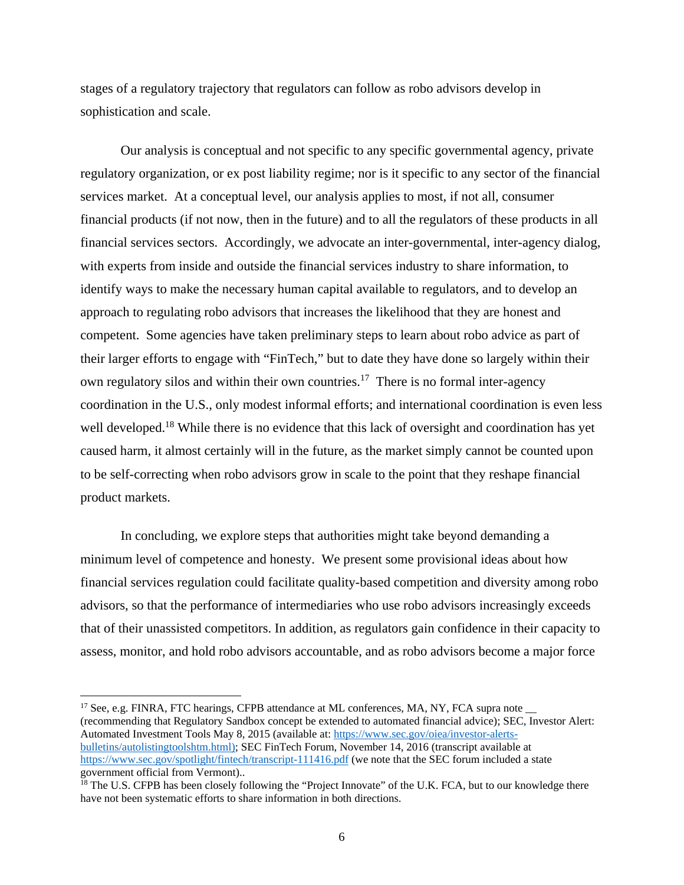stages of a regulatory trajectory that regulators can follow as robo advisors develop in sophistication and scale.

Our analysis is conceptual and not specific to any specific governmental agency, private regulatory organization, or ex post liability regime; nor is it specific to any sector of the financial services market. At a conceptual level, our analysis applies to most, if not all, consumer financial products (if not now, then in the future) and to all the regulators of these products in all financial services sectors. Accordingly, we advocate an inter-governmental, inter-agency dialog, with experts from inside and outside the financial services industry to share information, to identify ways to make the necessary human capital available to regulators, and to develop an approach to regulating robo advisors that increases the likelihood that they are honest and competent. Some agencies have taken preliminary steps to learn about robo advice as part of their larger efforts to engage with "FinTech," but to date they have done so largely within their own regulatory silos and within their own countries.[17] There is no formal inter-agency coordination in the U.S., only modest informal efforts; and international coordination is even less well developed.[18] While there is no evidence that this lack of oversight and coordination has yet caused harm, it almost certainly will in the future, as the market simply cannot be counted upon to be self-correcting when robo advisors grow in scale to the point that they reshape financial product markets.

In concluding, we explore steps that authorities might take beyond demanding a minimum level of competence and honesty. We present some provisional ideas about how financial services regulation could facilitate quality-based competition and diversity among robo advisors, so that the performance of intermediaries who use robo advisors increasingly exceeds that of their unassisted competitors. In addition, as regulators gain confidence in their capacity to assess, monitor, and hold robo advisors accountable, and as robo advisors become a major force

---

[17] See, e.g. FINRA, FTC hearings, CFPB attendance at ML conferences, MA, NY, FCA supra note __ (recommending that Regulatory Sandbox concept be extended to automated financial advice); SEC, Investor Alert: Automated Investment Tools May 8, 2015 (available at: https://www.sec.gov/oiea/investor-alerts-bulletins/autolistingtoolshtm.html); SEC FinTech Forum, November 14, 2016 (transcript available at https://www.sec.gov/spotlight/fintech/transcript-111416.pdf (we note that the SEC forum included a state government official from Vermont)..

[18] The U.S. CFPB has been closely following the "Project Innovate" of the U.K. FCA, but to our knowledge there have not been systematic efforts to share information in both directions.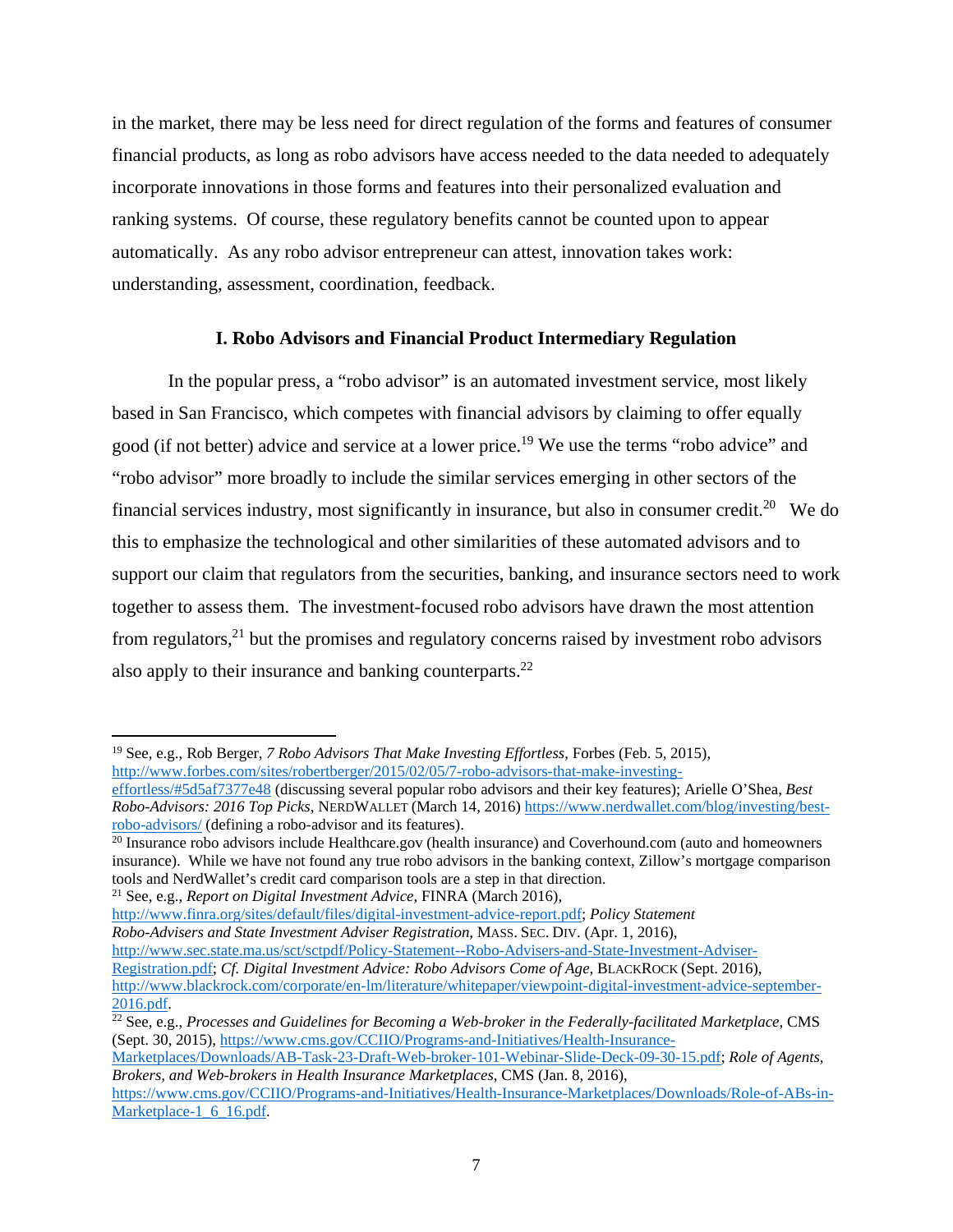in the market, there may be less need for direct regulation of the forms and features of consumer financial products, as long as robo advisors have access needed to the data needed to adequately incorporate innovations in those forms and features into their personalized evaluation and ranking systems. Of course, these regulatory benefits cannot be counted upon to appear automatically. As any robo advisor entrepreneur can attest, innovation takes work: understanding, assessment, coordination, feedback.

## I. Robo Advisors and Financial Product Intermediary Regulation

In the popular press, a "robo advisor" is an automated investment service, most likely based in San Francisco, which competes with financial advisors by claiming to offer equally good (if not better) advice and service at a lower price.[19] We use the terms "robo advice" and "robo advisor" more broadly to include the similar services emerging in other sectors of the financial services industry, most significantly in insurance, but also in consumer credit.[20] We do this to emphasize the technological and other similarities of these automated advisors and to support our claim that regulators from the securities, banking, and insurance sectors need to work together to assess them. The investment-focused robo advisors have drawn the most attention from regulators,[21] but the promises and regulatory concerns raised by investment robo advisors also apply to their insurance and banking counterparts.[22]

---

[19] See, e.g., Rob Berger, *7 Robo Advisors That Make Investing Effortless*, Forbes (Feb. 5, 2015), http://www.forbes.com/sites/robertberger/2015/02/05/7-robo-advisors-that-make-investing-effortless/#5d5af7377e48 (discussing several popular robo advisors and their key features); Arielle O'Shea, *Best Robo-Advisors: 2016 Top Picks*, NERDWALLET (March 14, 2016) https://www.nerdwallet.com/blog/investing/best-robo-advisors/ (defining a robo-advisor and its features).

[20] Insurance robo advisors include Healthcare.gov (health insurance) and Coverhound.com (auto and homeowners insurance). While we have not found any true robo advisors in the banking context, Zillow's mortgage comparison tools and NerdWallet's credit card comparison tools are a step in that direction.

[21] See, e.g., *Report on Digital Investment Advice*, FINRA (March 2016), http://www.finra.org/sites/default/files/digital-investment-advice-report.pdf; *Policy Statement Robo-Advisers and State Investment Adviser Registration*, MASS. SEC. DIV. (Apr. 1, 2016), http://www.sec.state.ma.us/sct/sctpdf/Policy-Statement--Robo-Advisers-and-State-Investment-Adviser-Registration.pdf; *Cf. Digital Investment Advice: Robo Advisors Come of Age*, BLACKROCK (Sept. 2016), http://www.blackrock.com/corporate/en-lm/literature/whitepaper/viewpoint-digital-investment-advice-september-2016.pdf.

[22] See, e.g., *Processes and Guidelines for Becoming a Web-broker in the Federally-facilitated Marketplace*, CMS (Sept. 30, 2015), https://www.cms.gov/CCIIO/Programs-and-Initiatives/Health-Insurance-Marketplaces/Downloads/AB-Task-23-Draft-Web-broker-101-Webinar-Slide-Deck-09-30-15.pdf; *Role of Agents, Brokers, and Web-brokers in Health Insurance Marketplaces*, CMS (Jan. 8, 2016), https://www.cms.gov/CCIIO/Programs-and-Initiatives/Health-Insurance-Marketplaces/Downloads/Role-of-ABs-in-Marketplace-1_6_16.pdf.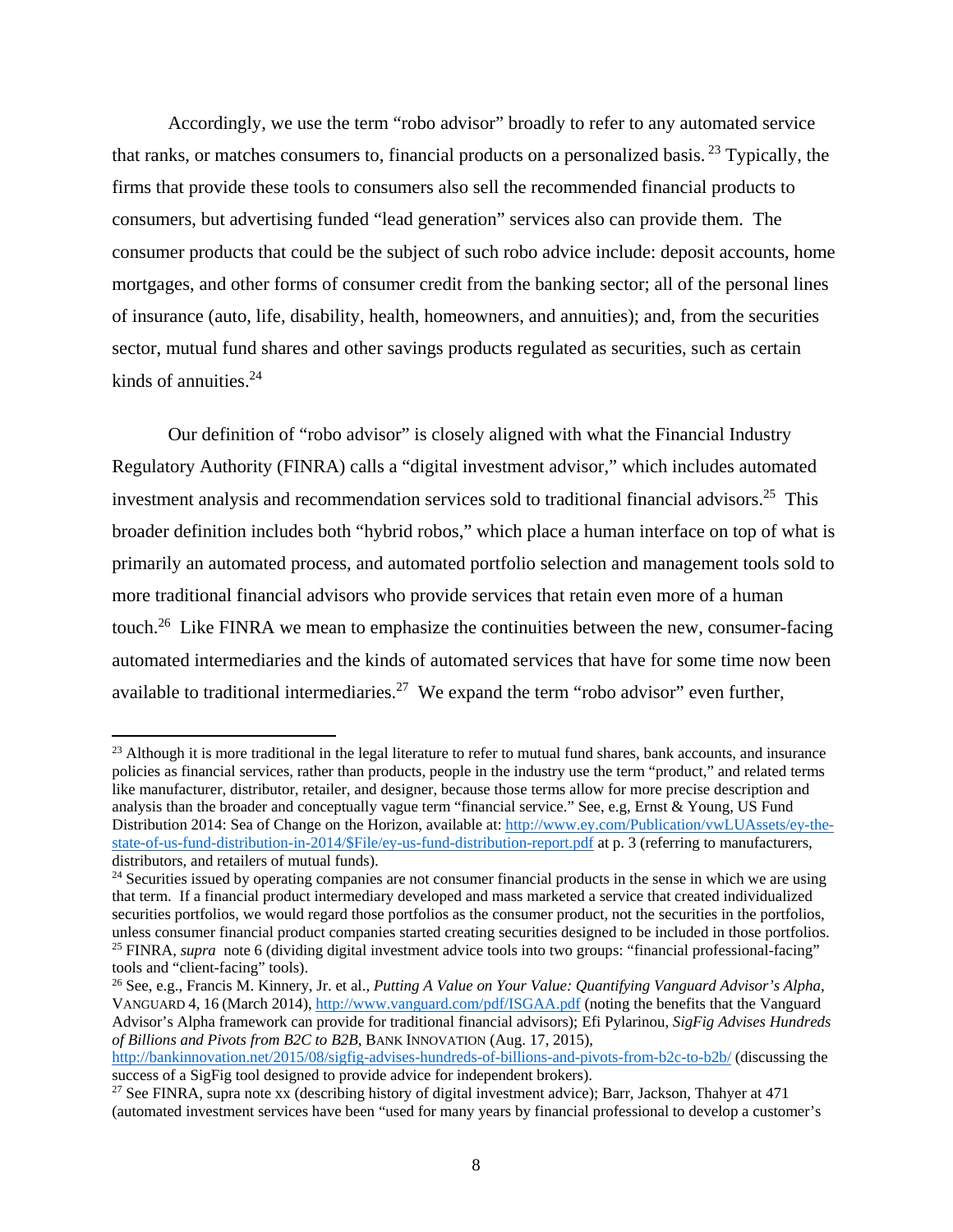Accordingly, we use the term "robo advisor" broadly to refer to any automated service that ranks, or matches consumers to, financial products on a personalized basis. [23] Typically, the firms that provide these tools to consumers also sell the recommended financial products to consumers, but advertising funded "lead generation" services also can provide them. The consumer products that could be the subject of such robo advice include: deposit accounts, home mortgages, and other forms of consumer credit from the banking sector; all of the personal lines of insurance (auto, life, disability, health, homeowners, and annuities); and, from the securities sector, mutual fund shares and other savings products regulated as securities, such as certain kinds of annuities.[24]

Our definition of "robo advisor" is closely aligned with what the Financial Industry Regulatory Authority (FINRA) calls a "digital investment advisor," which includes automated investment analysis and recommendation services sold to traditional financial advisors.[25] This broader definition includes both "hybrid robos," which place a human interface on top of what is primarily an automated process, and automated portfolio selection and management tools sold to more traditional financial advisors who provide services that retain even more of a human touch.[26] Like FINRA we mean to emphasize the continuities between the new, consumer-facing automated intermediaries and the kinds of automated services that have for some time now been available to traditional intermediaries.[27] We expand the term "robo advisor" even further,

---

[23] Although it is more traditional in the legal literature to refer to mutual fund shares, bank accounts, and insurance policies as financial services, rather than products, people in the industry use the term "product," and related terms like manufacturer, distributor, retailer, and designer, because those terms allow for more precise description and analysis than the broader and conceptually vague term "financial service." See, e.g, Ernst & Young, US Fund Distribution 2014: Sea of Change on the Horizon, available at: http://www.ey.com/Publication/vwLUAssets/ey-the-state-of-us-fund-distribution-in-2014/$File/ey-us-fund-distribution-report.pdf at p. 3 (referring to manufacturers, distributors, and retailers of mutual funds).

[24] Securities issued by operating companies are not consumer financial products in the sense in which we are using that term. If a financial product intermediary developed and mass marketed a service that created individualized securities portfolios, we would regard those portfolios as the consumer product, not the securities in the portfolios, unless consumer financial product companies started creating securities designed to be included in those portfolios.

[25] FINRA, *supra* note 6 (dividing digital investment advice tools into two groups: "financial professional-facing" tools and "client-facing" tools).

[26] See, e.g., Francis M. Kinnery, Jr. et al., *Putting A Value on Your Value: Quantifying Vanguard Advisor's Alpha*, VANGUARD 4, 16 (March 2014), http://www.vanguard.com/pdf/ISGAA.pdf (noting the benefits that the Vanguard Advisor's Alpha framework can provide for traditional financial advisors); Efi Pylarinou, *SigFig Advises Hundreds of Billions and Pivots from B2C to B2B*, BANK INNOVATION (Aug. 17, 2015), http://bankinnovation.net/2015/08/sigfig-advises-hundreds-of-billions-and-pivots-from-b2c-to-b2b/ (discussing the success of a SigFig tool designed to provide advice for independent brokers).

[27] See FINRA, supra note xx (describing history of digital investment advice); Barr, Jackson, Thahyer at 471 (automated investment services have been "used for many years by financial professional to develop a customer's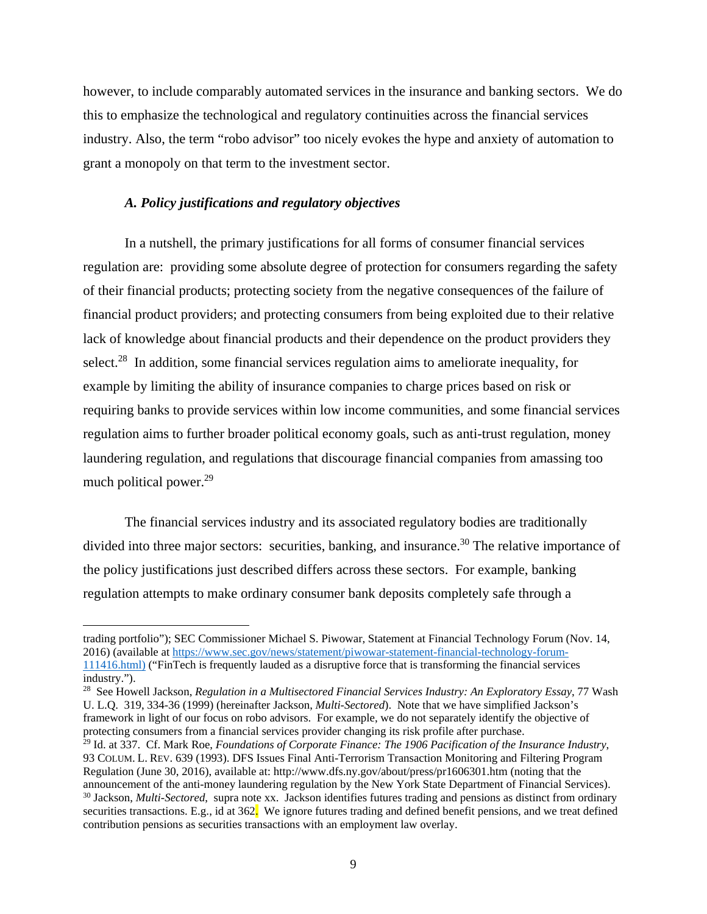however, to include comparably automated services in the insurance and banking sectors. We do this to emphasize the technological and regulatory continuities across the financial services industry. Also, the term "robo advisor" too nicely evokes the hype and anxiety of automation to grant a monopoly on that term to the investment sector.

### *A. Policy justifications and regulatory objectives*

In a nutshell, the primary justifications for all forms of consumer financial services regulation are: providing some absolute degree of protection for consumers regarding the safety of their financial products; protecting society from the negative consequences of the failure of financial product providers; and protecting consumers from being exploited due to their relative lack of knowledge about financial products and their dependence on the product providers they select.[28] In addition, some financial services regulation aims to ameliorate inequality, for example by limiting the ability of insurance companies to charge prices based on risk or requiring banks to provide services within low income communities, and some financial services regulation aims to further broader political economy goals, such as anti-trust regulation, money laundering regulation, and regulations that discourage financial companies from amassing too much political power.[29]

The financial services industry and its associated regulatory bodies are traditionally divided into three major sectors: securities, banking, and insurance.[30] The relative importance of the policy justifications just described differs across these sectors. For example, banking regulation attempts to make ordinary consumer bank deposits completely safe through a

---

trading portfolio"); SEC Commissioner Michael S. Piwowar, Statement at Financial Technology Forum (Nov. 14, 2016) (available at https://www.sec.gov/news/statement/piwowar-statement-financial-technology-forum-111416.html) ("FinTech is frequently lauded as a disruptive force that is transforming the financial services industry.").

[28] See Howell Jackson, *Regulation in a Multisectored Financial Services Industry: An Exploratory Essay*, 77 Wash U. L.Q. 319, 334-36 (1999) (hereinafter Jackson, *Multi-Sectored*). Note that we have simplified Jackson's framework in light of our focus on robo advisors. For example, we do not separately identify the objective of protecting consumers from a financial services provider changing its risk profile after purchase.

[29] Id. at 337. Cf. Mark Roe, *Foundations of Corporate Finance: The 1906 Pacification of the Insurance Industry*, 93 COLUM. L. REV. 639 (1993). DFS Issues Final Anti-Terrorism Transaction Monitoring and Filtering Program Regulation (June 30, 2016), available at: http://www.dfs.ny.gov/about/press/pr1606301.htm (noting that the announcement of the anti-money laundering regulation by the New York State Department of Financial Services).

[30] Jackson, *Multi-Sectored*, supra note xx. Jackson identifies futures trading and pensions as distinct from ordinary securities transactions. E.g., id at 362. We ignore futures trading and defined benefit pensions, and we treat defined contribution pensions as securities transactions with an employment law overlay.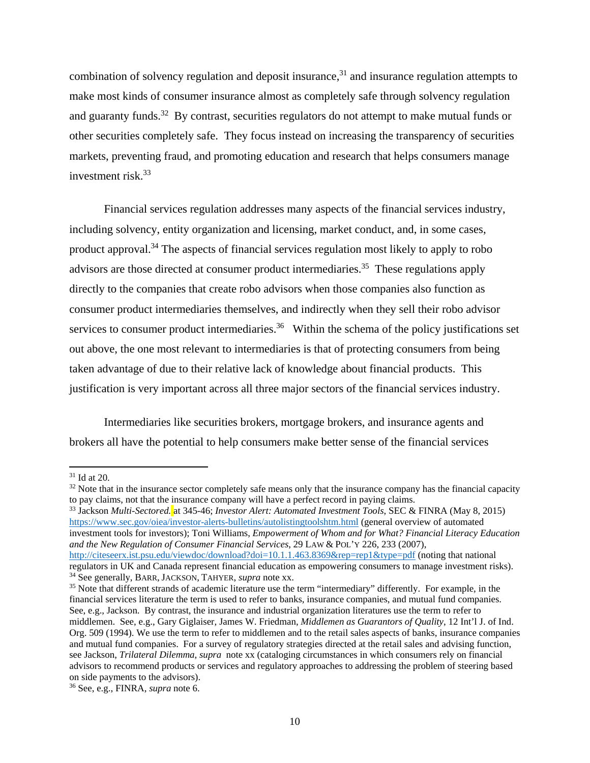combination of solvency regulation and deposit insurance,[31] and insurance regulation attempts to make most kinds of consumer insurance almost as completely safe through solvency regulation and guaranty funds.[32] By contrast, securities regulators do not attempt to make mutual funds or other securities completely safe. They focus instead on increasing the transparency of securities markets, preventing fraud, and promoting education and research that helps consumers manage investment risk.[33]

Financial services regulation addresses many aspects of the financial services industry, including solvency, entity organization and licensing, market conduct, and, in some cases, product approval.[34] The aspects of financial services regulation most likely to apply to robo advisors are those directed at consumer product intermediaries.[35] These regulations apply directly to the companies that create robo advisors when those companies also function as consumer product intermediaries themselves, and indirectly when they sell their robo advisor services to consumer product intermediaries.[36] Within the schema of the policy justifications set out above, the one most relevant to intermediaries is that of protecting consumers from being taken advantage of due to their relative lack of knowledge about financial products. This justification is very important across all three major sectors of the financial services industry.

Intermediaries like securities brokers, mortgage brokers, and insurance agents and brokers all have the potential to help consumers make better sense of the financial services

---

[31] Id at 20.

[32] Note that in the insurance sector completely safe means only that the insurance company has the financial capacity to pay claims, not that the insurance company will have a perfect record in paying claims.

[33] Jackson *Multi-Sectored.* at 345-46; *Investor Alert: Automated Investment Tools*, SEC & FINRA (May 8, 2015) https://www.sec.gov/oiea/investor-alerts-bulletins/autolistingtoolshtm.html (general overview of automated investment tools for investors); Toni Williams, *Empowerment of Whom and for What? Financial Literacy Education and the New Regulation of Consumer Financial Services*, 29 LAW & POL'Y 226, 233 (2007), http://citeseerx.ist.psu.edu/viewdoc/download?doi=10.1.1.463.8369&rep=rep1&type=pdf (noting that national regulators in UK and Canada represent financial education as empowering consumers to manage investment risks).

[34] See generally, BARR, JACKSON, TAHYER, *supra* note xx.

[35] Note that different strands of academic literature use the term "intermediary" differently. For example, in the financial services literature the term is used to refer to banks, insurance companies, and mutual fund companies. See, e.g., Jackson. By contrast, the insurance and industrial organization literatures use the term to refer to middlemen. See, e.g., Gary Giglaiser, James W. Friedman, *Middlemen as Guarantors of Quality*, 12 Int'l J. of Ind. Org. 509 (1994). We use the term to refer to middlemen and to the retail sales aspects of banks, insurance companies and mutual fund companies. For a survey of regulatory strategies directed at the retail sales and advising function, see Jackson, *Trilateral Dilemma, supra* note xx (cataloging circumstances in which consumers rely on financial advisors to recommend products or services and regulatory approaches to addressing the problem of steering based on side payments to the advisors).

[36] See, e.g., FINRA, *supra* note 6.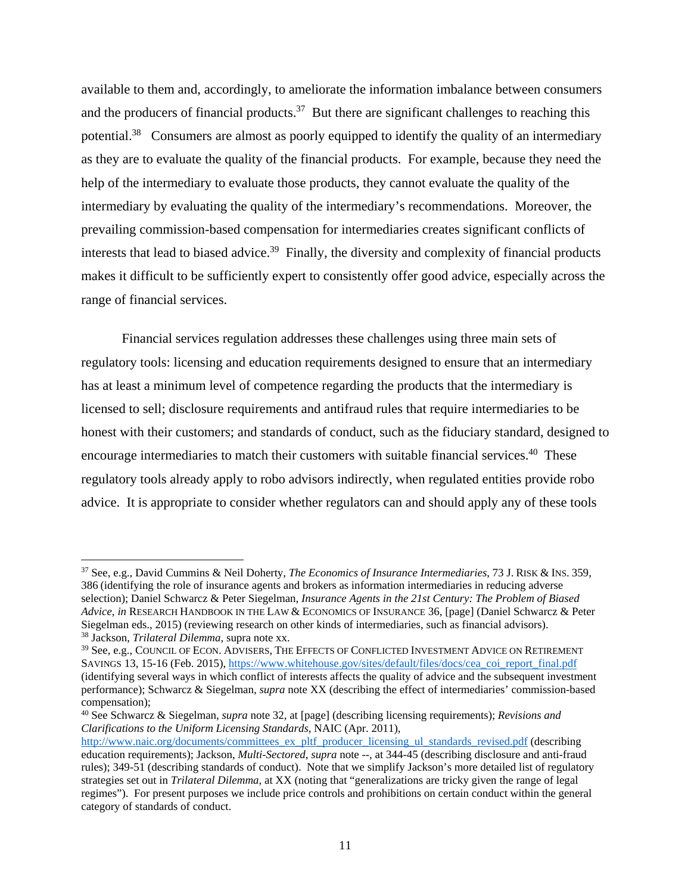available to them and, accordingly, to ameliorate the information imbalance between consumers and the producers of financial products.[37] But there are significant challenges to reaching this potential.[38] Consumers are almost as poorly equipped to identify the quality of an intermediary as they are to evaluate the quality of the financial products. For example, because they need the help of the intermediary to evaluate those products, they cannot evaluate the quality of the intermediary by evaluating the quality of the intermediary's recommendations. Moreover, the prevailing commission-based compensation for intermediaries creates significant conflicts of interests that lead to biased advice.[39] Finally, the diversity and complexity of financial products makes it difficult to be sufficiently expert to consistently offer good advice, especially across the range of financial services.

Financial services regulation addresses these challenges using three main sets of regulatory tools: licensing and education requirements designed to ensure that an intermediary has at least a minimum level of competence regarding the products that the intermediary is licensed to sell; disclosure requirements and antifraud rules that require intermediaries to be honest with their customers; and standards of conduct, such as the fiduciary standard, designed to encourage intermediaries to match their customers with suitable financial services.[40] These regulatory tools already apply to robo advisors indirectly, when regulated entities provide robo advice. It is appropriate to consider whether regulators can and should apply any of these tools

---

[37] See, e.g., David Cummins & Neil Doherty, *The Economics of Insurance Intermediaries*, 73 J. RISK & INS. 359, 386 (identifying the role of insurance agents and brokers as information intermediaries in reducing adverse selection); Daniel Schwarcz & Peter Siegelman, *Insurance Agents in the 21st Century: The Problem of Biased Advice*, *in* RESEARCH HANDBOOK IN THE LAW & ECONOMICS OF INSURANCE 36, [page] (Daniel Schwarcz & Peter Siegelman eds., 2015) (reviewing research on other kinds of intermediaries, such as financial advisors).

[38] Jackson, *Trilateral Dilemma*, supra note xx.

[39] See, e.g., COUNCIL OF ECON. ADVISERS, THE EFFECTS OF CONFLICTED INVESTMENT ADVICE ON RETIREMENT SAVINGS 13, 15-16 (Feb. 2015), https://www.whitehouse.gov/sites/default/files/docs/cea_coi_report_final.pdf (identifying several ways in which conflict of interests affects the quality of advice and the subsequent investment performance); Schwarcz & Siegelman, *supra* note XX (describing the effect of intermediaries' commission-based compensation);

[40] See Schwarcz & Siegelman, *supra* note 32, at [page] (describing licensing requirements); *Revisions and Clarifications to the Uniform Licensing Standards*, NAIC (Apr. 2011), http://www.naic.org/documents/committees_ex_pltf_producer_licensing_ul_standards_revised.pdf (describing education requirements); Jackson, *Multi-Sectored*, *supra* note --, at 344-45 (describing disclosure and anti-fraud rules); 349-51 (describing standards of conduct). Note that we simplify Jackson's more detailed list of regulatory strategies set out in *Trilateral Dilemma*, at XX (noting that "generalizations are tricky given the range of legal regimes"). For present purposes we include price controls and prohibitions on certain conduct within the general category of standards of conduct.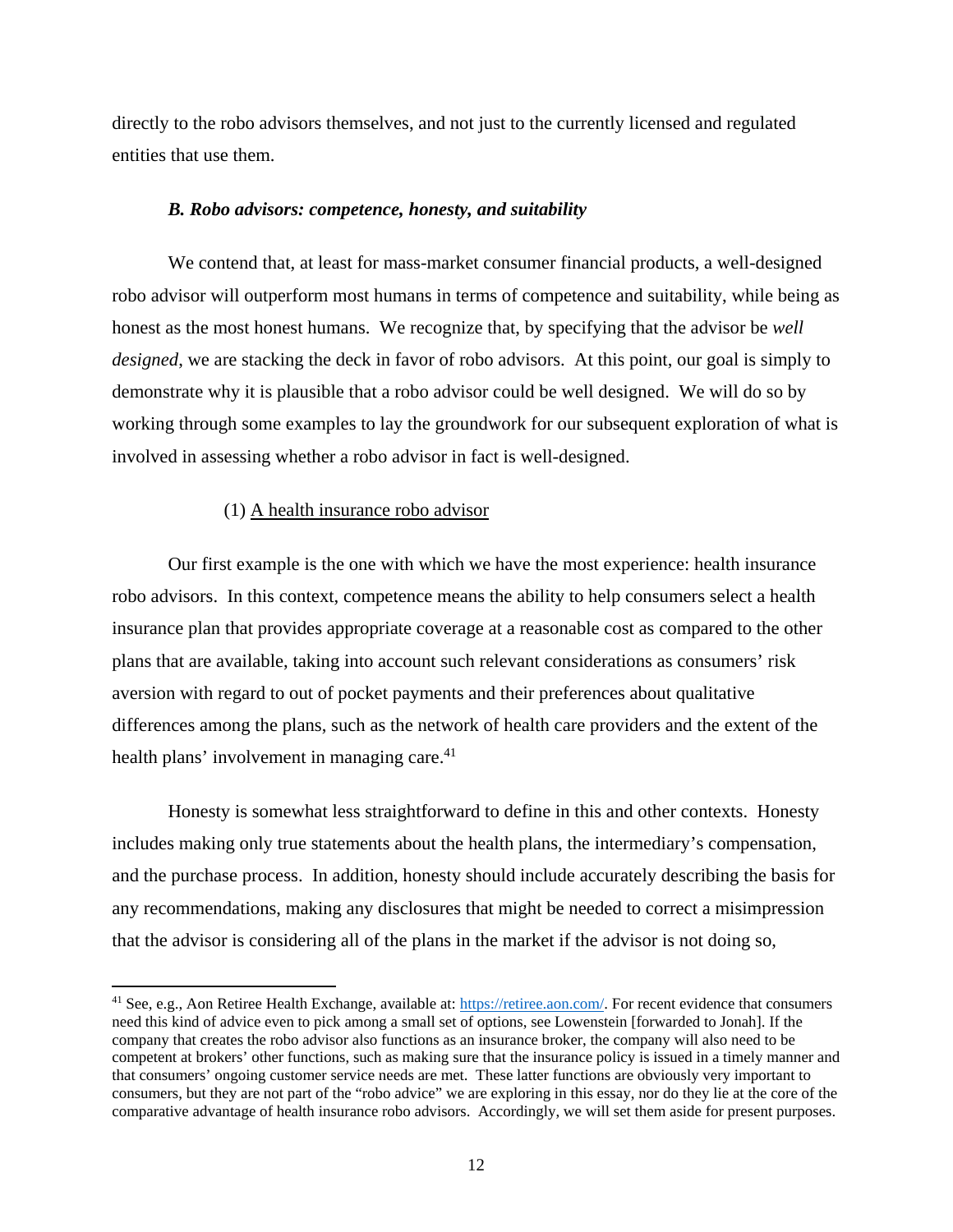directly to the robo advisors themselves, and not just to the currently licensed and regulated entities that use them.

### *B. Robo advisors: competence, honesty, and suitability*

We contend that, at least for mass-market consumer financial products, a well-designed robo advisor will outperform most humans in terms of competence and suitability, while being as honest as the most honest humans. We recognize that, by specifying that the advisor be *well designed*, we are stacking the deck in favor of robo advisors. At this point, our goal is simply to demonstrate why it is plausible that a robo advisor could be well designed. We will do so by working through some examples to lay the groundwork for our subsequent exploration of what is involved in assessing whether a robo advisor in fact is well-designed.

#### (1) A health insurance robo advisor

Our first example is the one with which we have the most experience: health insurance robo advisors. In this context, competence means the ability to help consumers select a health insurance plan that provides appropriate coverage at a reasonable cost as compared to the other plans that are available, taking into account such relevant considerations as consumers' risk aversion with regard to out of pocket payments and their preferences about qualitative differences among the plans, such as the network of health care providers and the extent of the health plans' involvement in managing care.[41]

Honesty is somewhat less straightforward to define in this and other contexts. Honesty includes making only true statements about the health plans, the intermediary's compensation, and the purchase process. In addition, honesty should include accurately describing the basis for any recommendations, making any disclosures that might be needed to correct a misimpression that the advisor is considering all of the plans in the market if the advisor is not doing so,

---

[41] See, e.g., Aon Retiree Health Exchange, available at: https://retiree.aon.com/. For recent evidence that consumers need this kind of advice even to pick among a small set of options, see Lowenstein [forwarded to Jonah]. If the company that creates the robo advisor also functions as an insurance broker, the company will also need to be competent at brokers' other functions, such as making sure that the insurance policy is issued in a timely manner and that consumers' ongoing customer service needs are met. These latter functions are obviously very important to consumers, but they are not part of the "robo advice" we are exploring in this essay, nor do they lie at the core of the comparative advantage of health insurance robo advisors. Accordingly, we will set them aside for present purposes.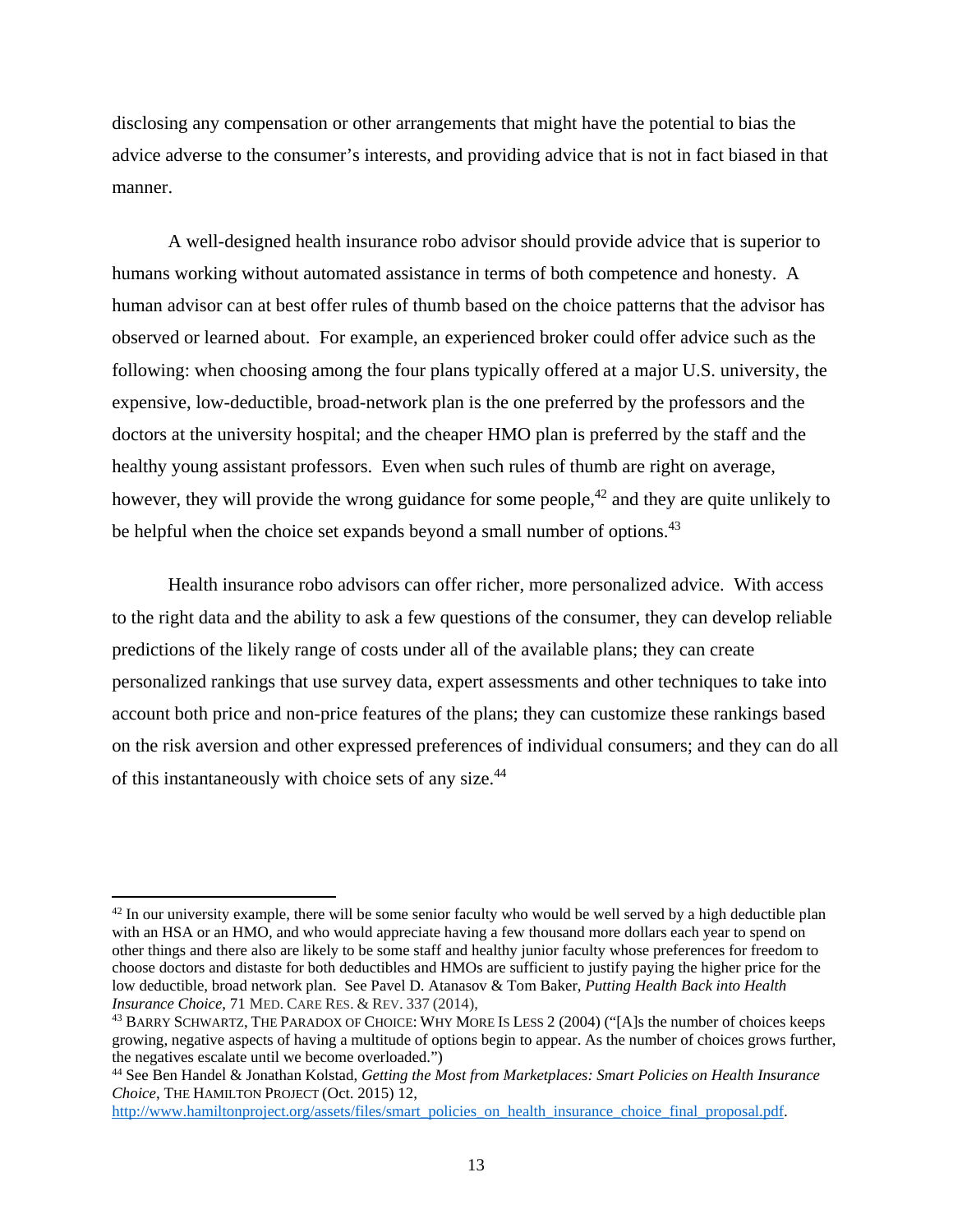disclosing any compensation or other arrangements that might have the potential to bias the advice adverse to the consumer's interests, and providing advice that is not in fact biased in that manner.

A well-designed health insurance robo advisor should provide advice that is superior to humans working without automated assistance in terms of both competence and honesty. A human advisor can at best offer rules of thumb based on the choice patterns that the advisor has observed or learned about. For example, an experienced broker could offer advice such as the following: when choosing among the four plans typically offered at a major U.S. university, the expensive, low-deductible, broad-network plan is the one preferred by the professors and the doctors at the university hospital; and the cheaper HMO plan is preferred by the staff and the healthy young assistant professors. Even when such rules of thumb are right on average, however, they will provide the wrong guidance for some people,[42] and they are quite unlikely to be helpful when the choice set expands beyond a small number of options.[43]

Health insurance robo advisors can offer richer, more personalized advice. With access to the right data and the ability to ask a few questions of the consumer, they can develop reliable predictions of the likely range of costs under all of the available plans; they can create personalized rankings that use survey data, expert assessments and other techniques to take into account both price and non-price features of the plans; they can customize these rankings based on the risk aversion and other expressed preferences of individual consumers; and they can do all of this instantaneously with choice sets of any size.[44]

---

[42] In our university example, there will be some senior faculty who would be well served by a high deductible plan with an HSA or an HMO, and who would appreciate having a few thousand more dollars each year to spend on other things and there also are likely to be some staff and healthy junior faculty whose preferences for freedom to choose doctors and distaste for both deductibles and HMOs are sufficient to justify paying the higher price for the low deductible, broad network plan. See Pavel D. Atanasov & Tom Baker, *Putting Health Back into Health Insurance Choice*, 71 MED. CARE RES. & REV. 337 (2014),

[43] BARRY SCHWARTZ, THE PARADOX OF CHOICE: WHY MORE IS LESS 2 (2004) ("[A]s the number of choices keeps growing, negative aspects of having a multitude of options begin to appear. As the number of choices grows further, the negatives escalate until we become overloaded.")

[44] See Ben Handel & Jonathan Kolstad, *Getting the Most from Marketplaces: Smart Policies on Health Insurance Choice*, THE HAMILTON PROJECT (Oct. 2015) 12, http://www.hamiltonproject.org/assets/files/smart_policies_on_health_insurance_choice_final_proposal.pdf.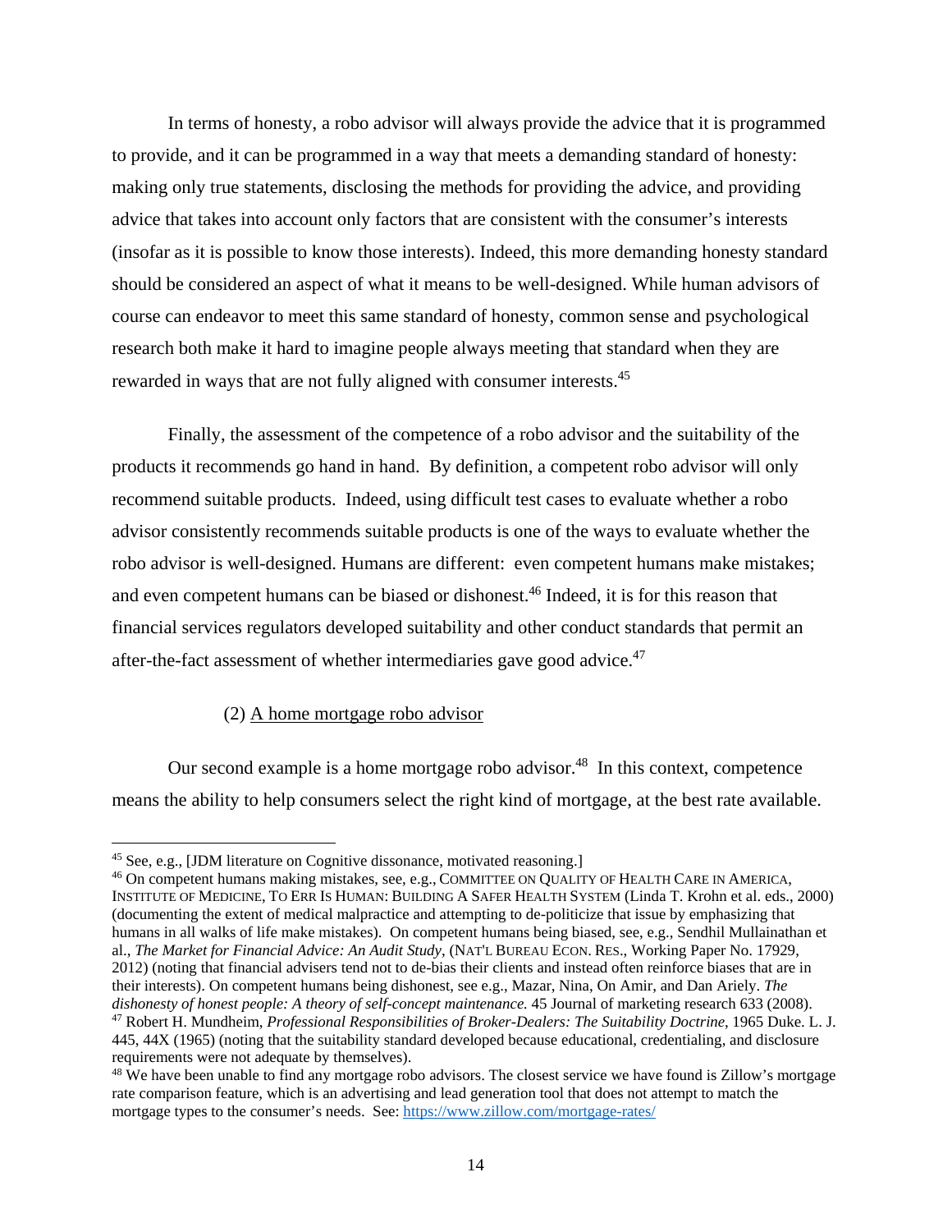In terms of honesty, a robo advisor will always provide the advice that it is programmed to provide, and it can be programmed in a way that meets a demanding standard of honesty: making only true statements, disclosing the methods for providing the advice, and providing advice that takes into account only factors that are consistent with the consumer's interests (insofar as it is possible to know those interests). Indeed, this more demanding honesty standard should be considered an aspect of what it means to be well-designed. While human advisors of course can endeavor to meet this same standard of honesty, common sense and psychological research both make it hard to imagine people always meeting that standard when they are rewarded in ways that are not fully aligned with consumer interests.[45]

Finally, the assessment of the competence of a robo advisor and the suitability of the products it recommends go hand in hand. By definition, a competent robo advisor will only recommend suitable products. Indeed, using difficult test cases to evaluate whether a robo advisor consistently recommends suitable products is one of the ways to evaluate whether the robo advisor is well-designed. Humans are different: even competent humans make mistakes; and even competent humans can be biased or dishonest.[46] Indeed, it is for this reason that financial services regulators developed suitability and other conduct standards that permit an after-the-fact assessment of whether intermediaries gave good advice.[47]

(2) <u>A home mortgage robo advisor</u>

Our second example is a home mortgage robo advisor.[48] In this context, competence means the ability to help consumers select the right kind of mortgage, at the best rate available.

---

[45] See, e.g., [JDM literature on Cognitive dissonance, motivated reasoning.]

[46] On competent humans making mistakes, see, e.g., COMMITTEE ON QUALITY OF HEALTH CARE IN AMERICA, INSTITUTE OF MEDICINE, TO ERR IS HUMAN: BUILDING A SAFER HEALTH SYSTEM (Linda T. Krohn et al. eds., 2000) (documenting the extent of medical malpractice and attempting to de-politicize that issue by emphasizing that humans in all walks of life make mistakes). On competent humans being biased, see, e.g., Sendhil Mullainathan et al., *The Market for Financial Advice: An Audit Study*, (NAT'L BUREAU ECON. RES., Working Paper No. 17929, 2012) (noting that financial advisers tend not to de-bias their clients and instead often reinforce biases that are in their interests). On competent humans being dishonest, see e.g., Mazar, Nina, On Amir, and Dan Ariely. *The dishonesty of honest people: A theory of self-concept maintenance.* 45 Journal of marketing research 633 (2008).

[47] Robert H. Mundheim, *Professional Responsibilities of Broker-Dealers: The Suitability Doctrine*, 1965 Duke. L. J. 445, 44X (1965) (noting that the suitability standard developed because educational, credentialing, and disclosure requirements were not adequate by themselves).

[48] We have been unable to find any mortgage robo advisors. The closest service we have found is Zillow's mortgage rate comparison feature, which is an advertising and lead generation tool that does not attempt to match the mortgage types to the consumer's needs. See: https://www.zillow.com/mortgage-rates/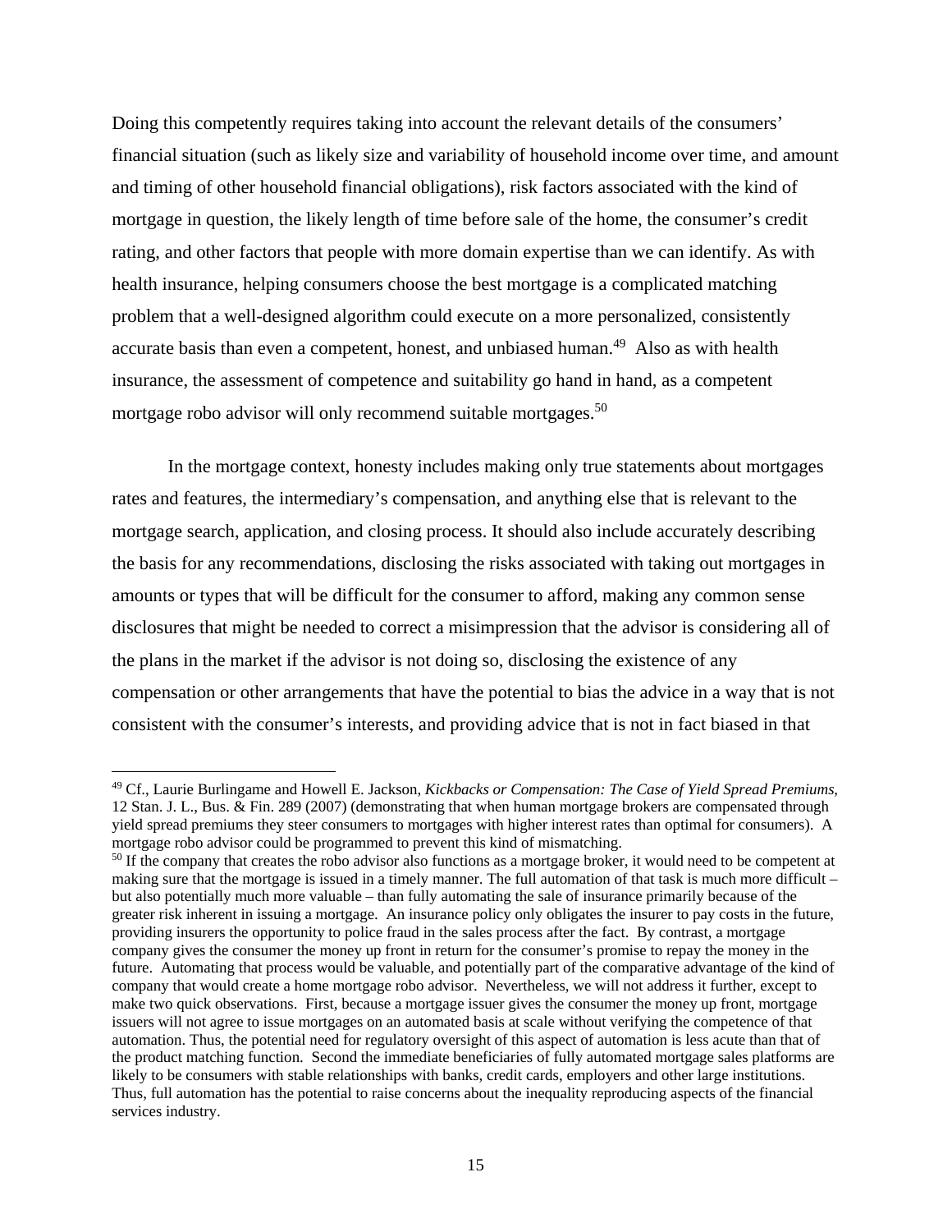Doing this competently requires taking into account the relevant details of the consumers' financial situation (such as likely size and variability of household income over time, and amount and timing of other household financial obligations), risk factors associated with the kind of mortgage in question, the likely length of time before sale of the home, the consumer's credit rating, and other factors that people with more domain expertise than we can identify. As with health insurance, helping consumers choose the best mortgage is a complicated matching problem that a well-designed algorithm could execute on a more personalized, consistently accurate basis than even a competent, honest, and unbiased human.[49] Also as with health insurance, the assessment of competence and suitability go hand in hand, as a competent mortgage robo advisor will only recommend suitable mortgages.[50]

In the mortgage context, honesty includes making only true statements about mortgages rates and features, the intermediary's compensation, and anything else that is relevant to the mortgage search, application, and closing process. It should also include accurately describing the basis for any recommendations, disclosing the risks associated with taking out mortgages in amounts or types that will be difficult for the consumer to afford, making any common sense disclosures that might be needed to correct a misimpression that the advisor is considering all of the plans in the market if the advisor is not doing so, disclosing the existence of any compensation or other arrangements that have the potential to bias the advice in a way that is not consistent with the consumer's interests, and providing advice that is not in fact biased in that

---

[49] Cf., Laurie Burlingame and Howell E. Jackson, *Kickbacks or Compensation: The Case of Yield Spread Premiums*, 12 Stan. J. L., Bus. & Fin. 289 (2007) (demonstrating that when human mortgage brokers are compensated through yield spread premiums they steer consumers to mortgages with higher interest rates than optimal for consumers). A mortgage robo advisor could be programmed to prevent this kind of mismatching.

[50] If the company that creates the robo advisor also functions as a mortgage broker, it would need to be competent at making sure that the mortgage is issued in a timely manner. The full automation of that task is much more difficult – but also potentially much more valuable – than fully automating the sale of insurance primarily because of the greater risk inherent in issuing a mortgage. An insurance policy only obligates the insurer to pay costs in the future, providing insurers the opportunity to police fraud in the sales process after the fact. By contrast, a mortgage company gives the consumer the money up front in return for the consumer's promise to repay the money in the future. Automating that process would be valuable, and potentially part of the comparative advantage of the kind of company that would create a home mortgage robo advisor. Nevertheless, we will not address it further, except to make two quick observations. First, because a mortgage issuer gives the consumer the money up front, mortgage issuers will not agree to issue mortgages on an automated basis at scale without verifying the competence of that automation. Thus, the potential need for regulatory oversight of this aspect of automation is less acute than that of the product matching function. Second the immediate beneficiaries of fully automated mortgage sales platforms are likely to be consumers with stable relationships with banks, credit cards, employers and other large institutions. Thus, full automation has the potential to raise concerns about the inequality reproducing aspects of the financial services industry.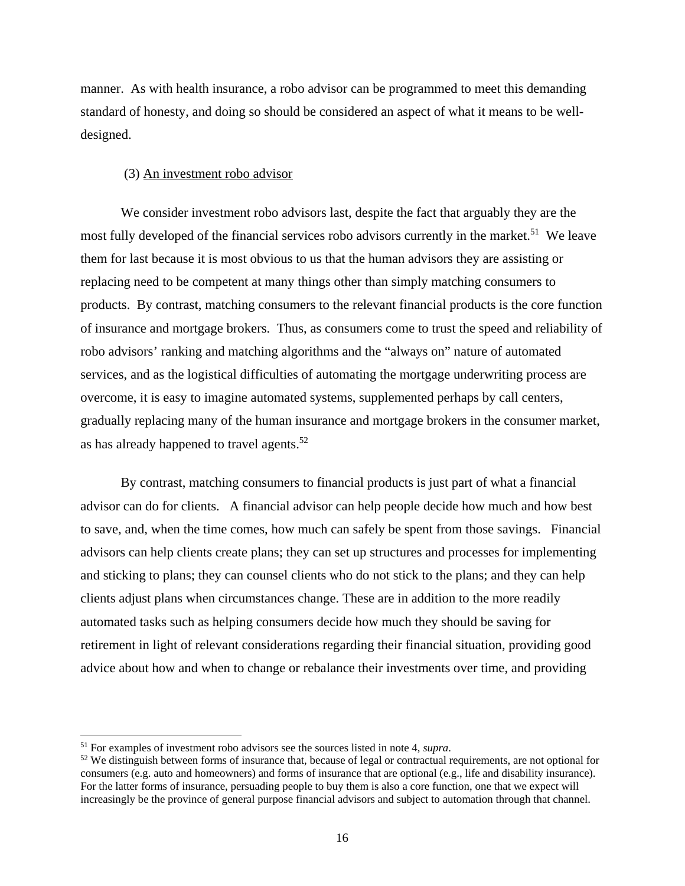manner. As with health insurance, a robo advisor can be programmed to meet this demanding standard of honesty, and doing so should be considered an aspect of what it means to be well-designed.

(3) An investment robo advisor

We consider investment robo advisors last, despite the fact that arguably they are the most fully developed of the financial services robo advisors currently in the market.[51] We leave them for last because it is most obvious to us that the human advisors they are assisting or replacing need to be competent at many things other than simply matching consumers to products. By contrast, matching consumers to the relevant financial products is the core function of insurance and mortgage brokers. Thus, as consumers come to trust the speed and reliability of robo advisors' ranking and matching algorithms and the "always on" nature of automated services, and as the logistical difficulties of automating the mortgage underwriting process are overcome, it is easy to imagine automated systems, supplemented perhaps by call centers, gradually replacing many of the human insurance and mortgage brokers in the consumer market, as has already happened to travel agents.[52]

By contrast, matching consumers to financial products is just part of what a financial advisor can do for clients. A financial advisor can help people decide how much and how best to save, and, when the time comes, how much can safely be spent from those savings. Financial advisors can help clients create plans; they can set up structures and processes for implementing and sticking to plans; they can counsel clients who do not stick to the plans; and they can help clients adjust plans when circumstances change. These are in addition to the more readily automated tasks such as helping consumers decide how much they should be saving for retirement in light of relevant considerations regarding their financial situation, providing good advice about how and when to change or rebalance their investments over time, and providing

[51] For examples of investment robo advisors see the sources listed in note 4, *supra*.

[52] We distinguish between forms of insurance that, because of legal or contractual requirements, are not optional for consumers (e.g. auto and homeowners) and forms of insurance that are optional (e.g., life and disability insurance). For the latter forms of insurance, persuading people to buy them is also a core function, one that we expect will increasingly be the province of general purpose financial advisors and subject to automation through that channel.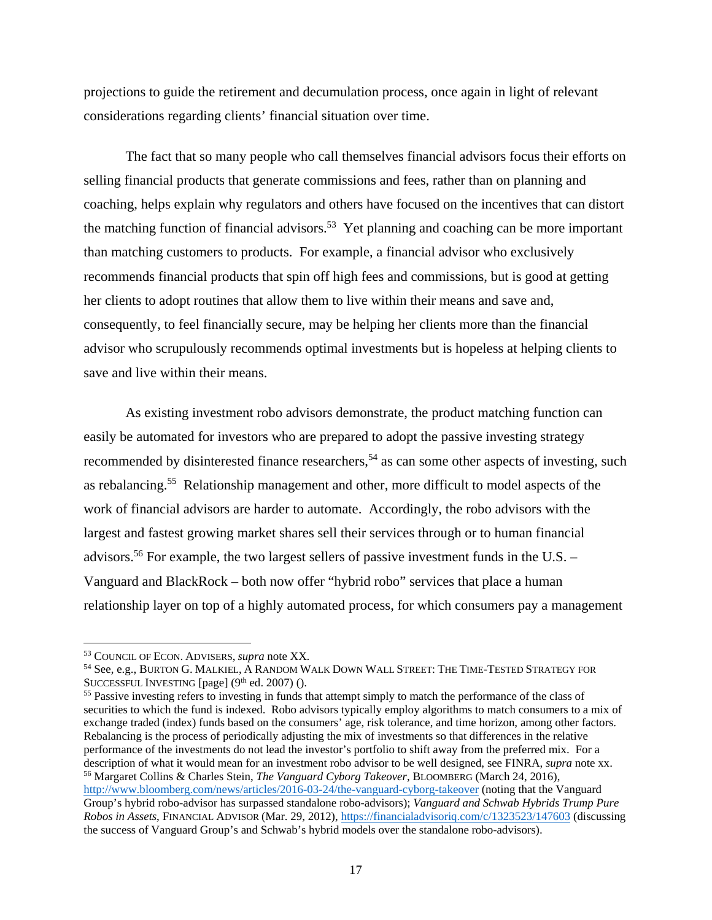projections to guide the retirement and decumulation process, once again in light of relevant considerations regarding clients' financial situation over time.

The fact that so many people who call themselves financial advisors focus their efforts on selling financial products that generate commissions and fees, rather than on planning and coaching, helps explain why regulators and others have focused on the incentives that can distort the matching function of financial advisors.[53] Yet planning and coaching can be more important than matching customers to products. For example, a financial advisor who exclusively recommends financial products that spin off high fees and commissions, but is good at getting her clients to adopt routines that allow them to live within their means and save and, consequently, to feel financially secure, may be helping her clients more than the financial advisor who scrupulously recommends optimal investments but is hopeless at helping clients to save and live within their means.

As existing investment robo advisors demonstrate, the product matching function can easily be automated for investors who are prepared to adopt the passive investing strategy recommended by disinterested finance researchers,[54] as can some other aspects of investing, such as rebalancing.[55] Relationship management and other, more difficult to model aspects of the work of financial advisors are harder to automate. Accordingly, the robo advisors with the largest and fastest growing market shares sell their services through or to human financial advisors.[56] For example, the two largest sellers of passive investment funds in the U.S. – Vanguard and BlackRock – both now offer "hybrid robo" services that place a human relationship layer on top of a highly automated process, for which consumers pay a management

---

[53] COUNCIL OF ECON. ADVISERS, *supra* note XX.

[54] See, e.g., BURTON G. MALKIEL, A RANDOM WALK DOWN WALL STREET: THE TIME-TESTED STRATEGY FOR SUCCESSFUL INVESTING [page] (9th ed. 2007) ().

[55] Passive investing refers to investing in funds that attempt simply to match the performance of the class of securities to which the fund is indexed. Robo advisors typically employ algorithms to match consumers to a mix of exchange traded (index) funds based on the consumers' age, risk tolerance, and time horizon, among other factors. Rebalancing is the process of periodically adjusting the mix of investments so that differences in the relative performance of the investments do not lead the investor's portfolio to shift away from the preferred mix. For a description of what it would mean for an investment robo advisor to be well designed, see FINRA, *supra* note xx.

[56] Margaret Collins & Charles Stein, *The Vanguard Cyborg Takeover*, BLOOMBERG (March 24, 2016), http://www.bloomberg.com/news/articles/2016-03-24/the-vanguard-cyborg-takeover (noting that the Vanguard Group's hybrid robo-advisor has surpassed standalone robo-advisors); *Vanguard and Schwab Hybrids Trump Pure Robos in Assets*, FINANCIAL ADVISOR (Mar. 29, 2012), https://financialadvisoriq.com/c/1323523/147603 (discussing the success of Vanguard Group's and Schwab's hybrid models over the standalone robo-advisors).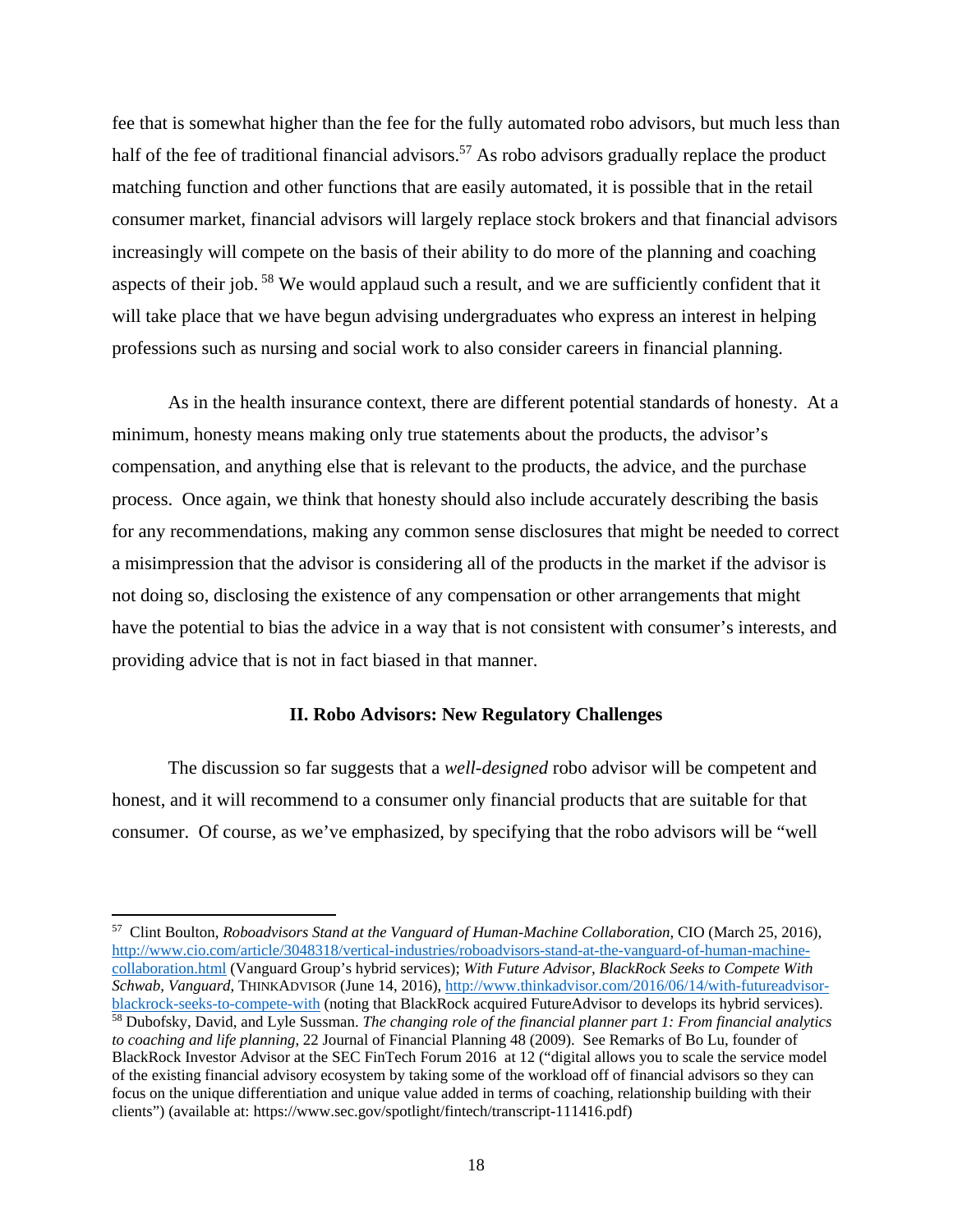fee that is somewhat higher than the fee for the fully automated robo advisors, but much less than half of the fee of traditional financial advisors.[57] As robo advisors gradually replace the product matching function and other functions that are easily automated, it is possible that in the retail consumer market, financial advisors will largely replace stock brokers and that financial advisors increasingly will compete on the basis of their ability to do more of the planning and coaching aspects of their job.[58] We would applaud such a result, and we are sufficiently confident that it will take place that we have begun advising undergraduates who express an interest in helping professions such as nursing and social work to also consider careers in financial planning.

As in the health insurance context, there are different potential standards of honesty. At a minimum, honesty means making only true statements about the products, the advisor's compensation, and anything else that is relevant to the products, the advice, and the purchase process. Once again, we think that honesty should also include accurately describing the basis for any recommendations, making any common sense disclosures that might be needed to correct a misimpression that the advisor is considering all of the products in the market if the advisor is not doing so, disclosing the existence of any compensation or other arrangements that might have the potential to bias the advice in a way that is not consistent with consumer's interests, and providing advice that is not in fact biased in that manner.

## II. Robo Advisors: New Regulatory Challenges

The discussion so far suggests that a *well-designed* robo advisor will be competent and honest, and it will recommend to a consumer only financial products that are suitable for that consumer. Of course, as we've emphasized, by specifying that the robo advisors will be "well

---

[57] Clint Boulton, *Roboadvisors Stand at the Vanguard of Human-Machine Collaboration*, CIO (March 25, 2016), http://www.cio.com/article/3048318/vertical-industries/roboadvisors-stand-at-the-vanguard-of-human-machine-collaboration.html (Vanguard Group's hybrid services); *With Future Advisor, BlackRock Seeks to Compete With Schwab, Vanguard*, THINKADVISOR (June 14, 2016), http://www.thinkadvisor.com/2016/06/14/with-futureadvisor-blackrock-seeks-to-compete-with (noting that BlackRock acquired FutureAdvisor to develops its hybrid services).

[58] Dubofsky, David, and Lyle Sussman. *The changing role of the financial planner part 1: From financial analytics to coaching and life planning*, 22 Journal of Financial Planning 48 (2009). See Remarks of Bo Lu, founder of BlackRock Investor Advisor at the SEC FinTech Forum 2016 at 12 ("digital allows you to scale the service model of the existing financial advisory ecosystem by taking some of the workload off of financial advisors so they can focus on the unique differentiation and unique value added in terms of coaching, relationship building with their clients") (available at: https://www.sec.gov/spotlight/fintech/transcript-111416.pdf)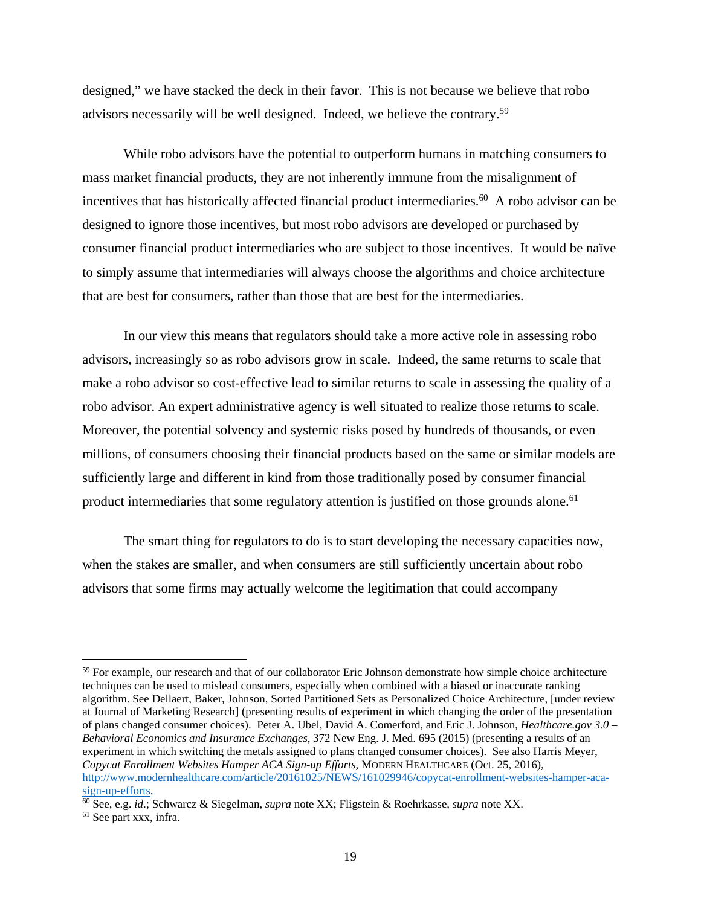designed," we have stacked the deck in their favor. This is not because we believe that robo advisors necessarily will be well designed. Indeed, we believe the contrary.[59]

While robo advisors have the potential to outperform humans in matching consumers to mass market financial products, they are not inherently immune from the misalignment of incentives that has historically affected financial product intermediaries.[60] A robo advisor can be designed to ignore those incentives, but most robo advisors are developed or purchased by consumer financial product intermediaries who are subject to those incentives. It would be naïve to simply assume that intermediaries will always choose the algorithms and choice architecture that are best for consumers, rather than those that are best for the intermediaries.

In our view this means that regulators should take a more active role in assessing robo advisors, increasingly so as robo advisors grow in scale. Indeed, the same returns to scale that make a robo advisor so cost-effective lead to similar returns to scale in assessing the quality of a robo advisor. An expert administrative agency is well situated to realize those returns to scale. Moreover, the potential solvency and systemic risks posed by hundreds of thousands, or even millions, of consumers choosing their financial products based on the same or similar models are sufficiently large and different in kind from those traditionally posed by consumer financial product intermediaries that some regulatory attention is justified on those grounds alone.[61]

The smart thing for regulators to do is to start developing the necessary capacities now, when the stakes are smaller, and when consumers are still sufficiently uncertain about robo advisors that some firms may actually welcome the legitimation that could accompany

---

[59] For example, our research and that of our collaborator Eric Johnson demonstrate how simple choice architecture techniques can be used to mislead consumers, especially when combined with a biased or inaccurate ranking algorithm. See Dellaert, Baker, Johnson, Sorted Partitioned Sets as Personalized Choice Architecture, [under review at Journal of Marketing Research] (presenting results of experiment in which changing the order of the presentation of plans changed consumer choices). Peter A. Ubel, David A. Comerford, and Eric J. Johnson, *Healthcare.gov 3.0 – Behavioral Economics and Insurance Exchanges*, 372 New Eng. J. Med. 695 (2015) (presenting a results of an experiment in which switching the metals assigned to plans changed consumer choices). See also Harris Meyer, *Copycat Enrollment Websites Hamper ACA Sign-up Efforts*, MODERN HEALTHCARE (Oct. 25, 2016), http://www.modernhealthcare.com/article/20161025/NEWS/161029946/copycat-enrollment-websites-hamper-aca-sign-up-efforts.

[60] See, e.g. *id*.; Schwarcz & Siegelman, *supra* note XX; Fligstein & Roehrkasse, *supra* note XX.

[61] See part xxx, infra.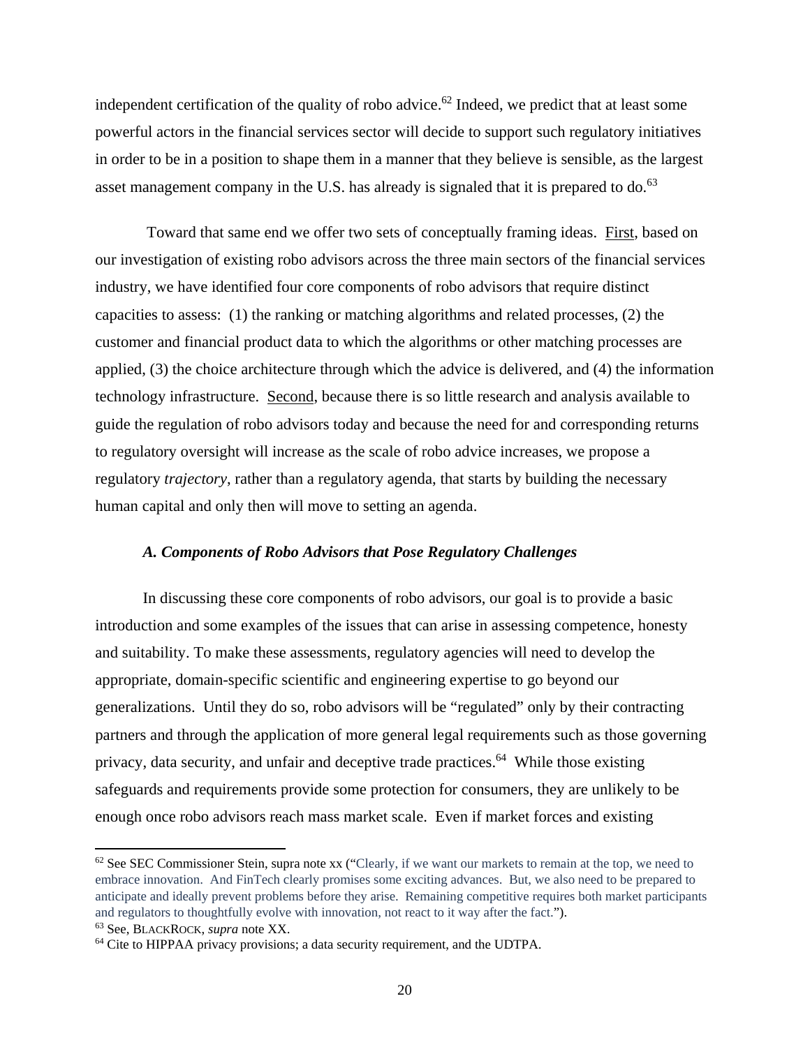independent certification of the quality of robo advice.[62] Indeed, we predict that at least some powerful actors in the financial services sector will decide to support such regulatory initiatives in order to be in a position to shape them in a manner that they believe is sensible, as the largest asset management company in the U.S. has already is signaled that it is prepared to do.[63]

Toward that same end we offer two sets of conceptually framing ideas. First, based on our investigation of existing robo advisors across the three main sectors of the financial services industry, we have identified four core components of robo advisors that require distinct capacities to assess: (1) the ranking or matching algorithms and related processes, (2) the customer and financial product data to which the algorithms or other matching processes are applied, (3) the choice architecture through which the advice is delivered, and (4) the information technology infrastructure. Second, because there is so little research and analysis available to guide the regulation of robo advisors today and because the need for and corresponding returns to regulatory oversight will increase as the scale of robo advice increases, we propose a regulatory *trajectory*, rather than a regulatory agenda, that starts by building the necessary human capital and only then will move to setting an agenda.

### *A. Components of Robo Advisors that Pose Regulatory Challenges*

In discussing these core components of robo advisors, our goal is to provide a basic introduction and some examples of the issues that can arise in assessing competence, honesty and suitability. To make these assessments, regulatory agencies will need to develop the appropriate, domain-specific scientific and engineering expertise to go beyond our generalizations. Until they do so, robo advisors will be "regulated" only by their contracting partners and through the application of more general legal requirements such as those governing privacy, data security, and unfair and deceptive trade practices.[64] While those existing safeguards and requirements provide some protection for consumers, they are unlikely to be enough once robo advisors reach mass market scale. Even if market forces and existing

---

[62] See SEC Commissioner Stein, supra note xx ("Clearly, if we want our markets to remain at the top, we need to embrace innovation. And FinTech clearly promises some exciting advances. But, we also need to be prepared to anticipate and ideally prevent problems before they arise. Remaining competitive requires both market participants and regulators to thoughtfully evolve with innovation, not react to it way after the fact.").

[63] See, BLACKROCK, *supra* note XX.

[64] Cite to HIPPAA privacy provisions; a data security requirement, and the UDTPA.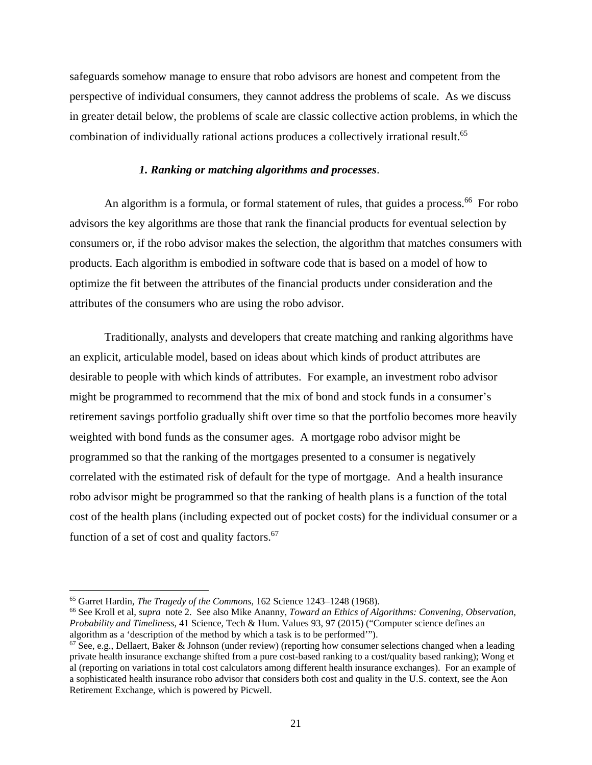safeguards somehow manage to ensure that robo advisors are honest and competent from the perspective of individual consumers, they cannot address the problems of scale. As we discuss in greater detail below, the problems of scale are classic collective action problems, in which the combination of individually rational actions produces a collectively irrational result.[65]

### *1. Ranking or matching algorithms and processes*.

An algorithm is a formula, or formal statement of rules, that guides a process.[66] For robo advisors the key algorithms are those that rank the financial products for eventual selection by consumers or, if the robo advisor makes the selection, the algorithm that matches consumers with products. Each algorithm is embodied in software code that is based on a model of how to optimize the fit between the attributes of the financial products under consideration and the attributes of the consumers who are using the robo advisor.

Traditionally, analysts and developers that create matching and ranking algorithms have an explicit, articulable model, based on ideas about which kinds of product attributes are desirable to people with which kinds of attributes. For example, an investment robo advisor might be programmed to recommend that the mix of bond and stock funds in a consumer's retirement savings portfolio gradually shift over time so that the portfolio becomes more heavily weighted with bond funds as the consumer ages. A mortgage robo advisor might be programmed so that the ranking of the mortgages presented to a consumer is negatively correlated with the estimated risk of default for the type of mortgage. And a health insurance robo advisor might be programmed so that the ranking of health plans is a function of the total cost of the health plans (including expected out of pocket costs) for the individual consumer or a function of a set of cost and quality factors.[67]

---

[65] Garret Hardin, *The Tragedy of the Commons*, 162 Science 1243–1248 (1968).

[66] See Kroll et al, *supra* note 2. See also Mike Ananny, *Toward an Ethics of Algorithms: Convening, Observation, Probability and Timeliness*, 41 Science, Tech & Hum. Values 93, 97 (2015) ("Computer science defines an algorithm as a 'description of the method by which a task is to be performed'").

[67] See, e.g., Dellaert, Baker & Johnson (under review) (reporting how consumer selections changed when a leading private health insurance exchange shifted from a pure cost-based ranking to a cost/quality based ranking); Wong et al (reporting on variations in total cost calculators among different health insurance exchanges). For an example of a sophisticated health insurance robo advisor that considers both cost and quality in the U.S. context, see the Aon Retirement Exchange, which is powered by Picwell.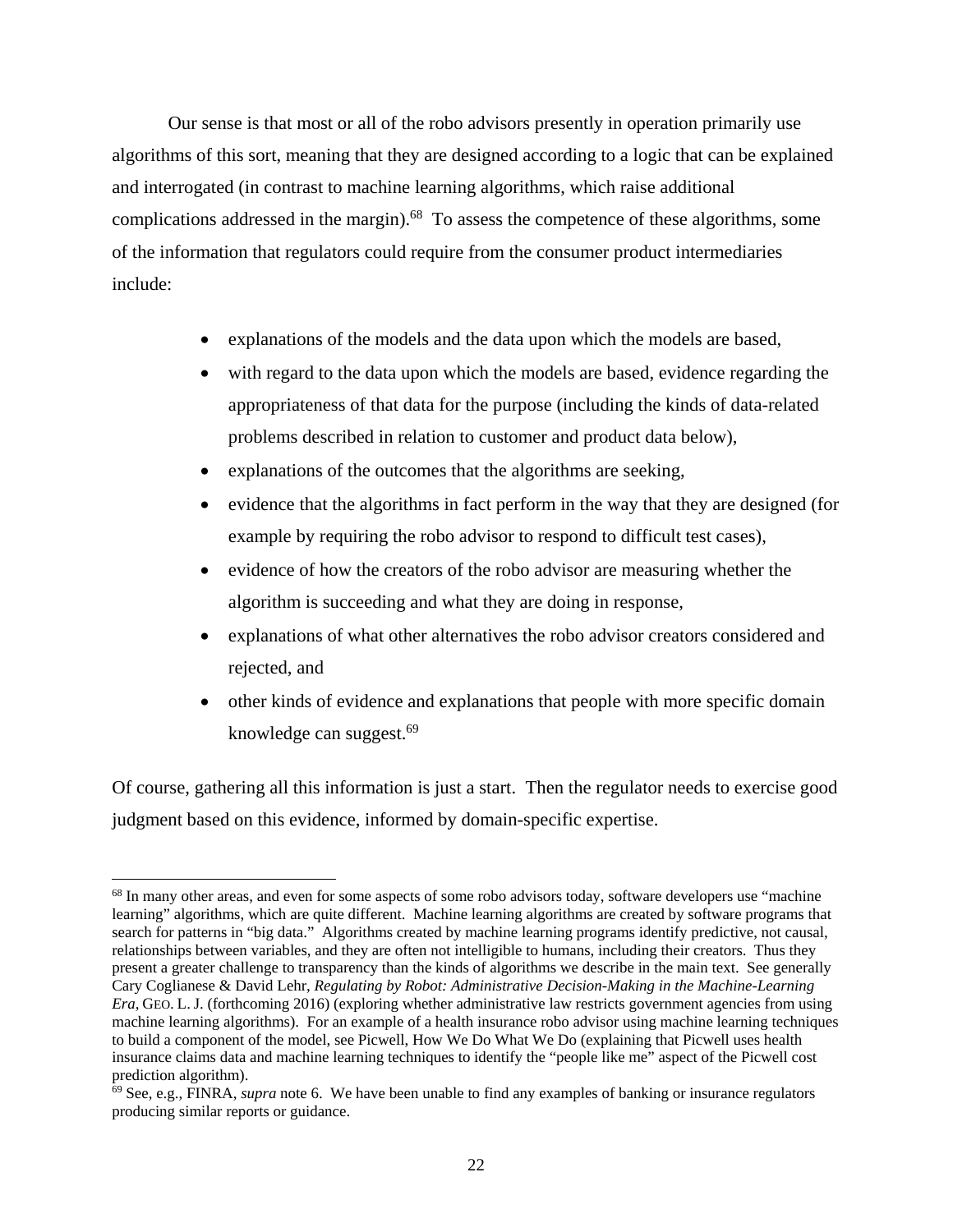Our sense is that most or all of the robo advisors presently in operation primarily use algorithms of this sort, meaning that they are designed according to a logic that can be explained and interrogated (in contrast to machine learning algorithms, which raise additional complications addressed in the margin).[68] To assess the competence of these algorithms, some of the information that regulators could require from the consumer product intermediaries include:

- explanations of the models and the data upon which the models are based,
- with regard to the data upon which the models are based, evidence regarding the appropriateness of that data for the purpose (including the kinds of data-related problems described in relation to customer and product data below),
- explanations of the outcomes that the algorithms are seeking,
- evidence that the algorithms in fact perform in the way that they are designed (for example by requiring the robo advisor to respond to difficult test cases),
- evidence of how the creators of the robo advisor are measuring whether the algorithm is succeeding and what they are doing in response,
- explanations of what other alternatives the robo advisor creators considered and rejected, and
- other kinds of evidence and explanations that people with more specific domain knowledge can suggest.[69]

Of course, gathering all this information is just a start. Then the regulator needs to exercise good judgment based on this evidence, informed by domain-specific expertise.

---

[68] In many other areas, and even for some aspects of some robo advisors today, software developers use "machine learning" algorithms, which are quite different. Machine learning algorithms are created by software programs that search for patterns in "big data." Algorithms created by machine learning programs identify predictive, not causal, relationships between variables, and they are often not intelligible to humans, including their creators. Thus they present a greater challenge to transparency than the kinds of algorithms we describe in the main text. See generally Cary Coglianese & David Lehr, *Regulating by Robot: Administrative Decision-Making in the Machine-Learning Era*, GEO. L. J. (forthcoming 2016) (exploring whether administrative law restricts government agencies from using machine learning algorithms). For an example of a health insurance robo advisor using machine learning techniques to build a component of the model, see Picwell, How We Do What We Do (explaining that Picwell uses health insurance claims data and machine learning techniques to identify the "people like me" aspect of the Picwell cost prediction algorithm).

[69] See, e.g., FINRA, *supra* note 6. We have been unable to find any examples of banking or insurance regulators producing similar reports or guidance.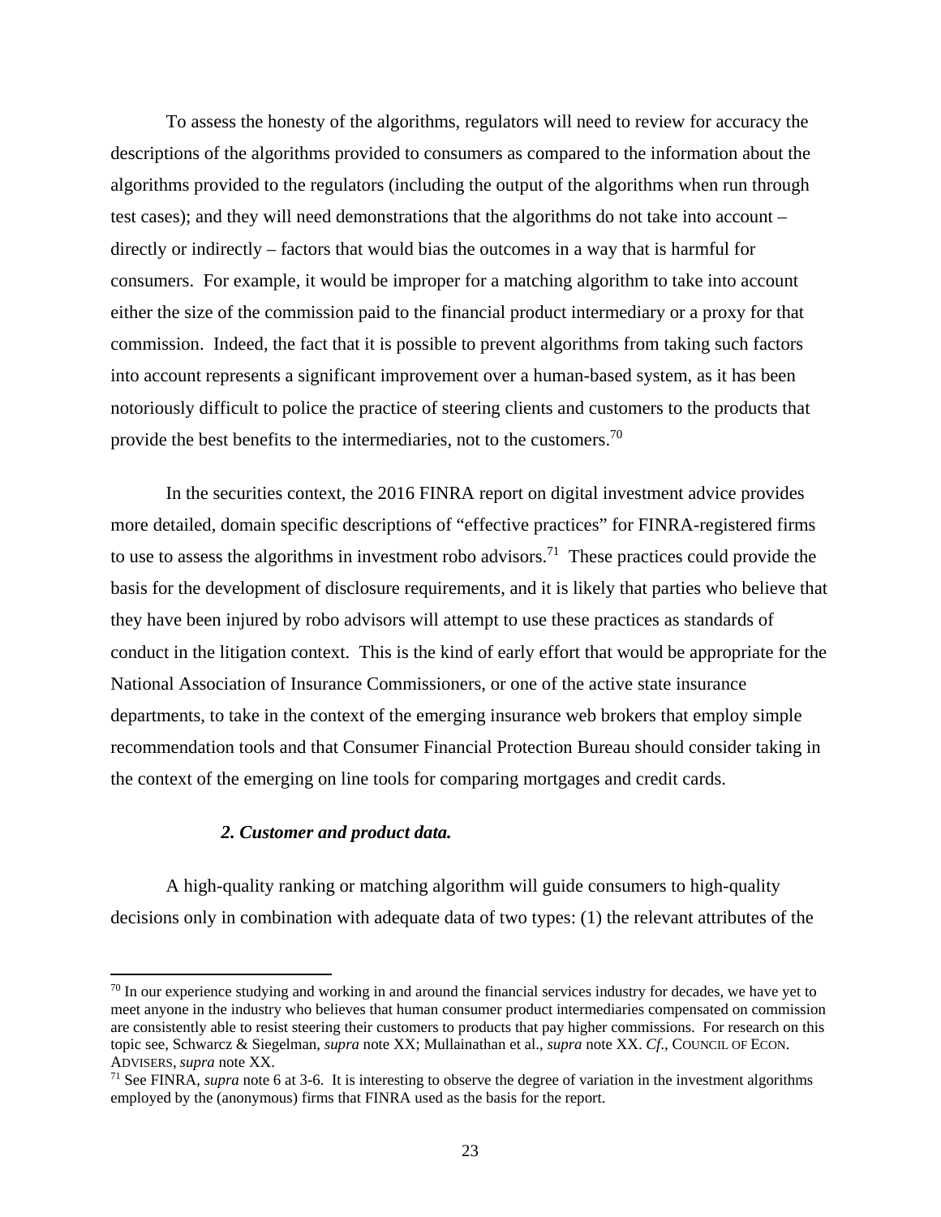To assess the honesty of the algorithms, regulators will need to review for accuracy the descriptions of the algorithms provided to consumers as compared to the information about the algorithms provided to the regulators (including the output of the algorithms when run through test cases); and they will need demonstrations that the algorithms do not take into account – directly or indirectly – factors that would bias the outcomes in a way that is harmful for consumers. For example, it would be improper for a matching algorithm to take into account either the size of the commission paid to the financial product intermediary or a proxy for that commission. Indeed, the fact that it is possible to prevent algorithms from taking such factors into account represents a significant improvement over a human-based system, as it has been notoriously difficult to police the practice of steering clients and customers to the products that provide the best benefits to the intermediaries, not to the customers.[70]

In the securities context, the 2016 FINRA report on digital investment advice provides more detailed, domain specific descriptions of "effective practices" for FINRA-registered firms to use to assess the algorithms in investment robo advisors.[71] These practices could provide the basis for the development of disclosure requirements, and it is likely that parties who believe that they have been injured by robo advisors will attempt to use these practices as standards of conduct in the litigation context. This is the kind of early effort that would be appropriate for the National Association of Insurance Commissioners, or one of the active state insurance departments, to take in the context of the emerging insurance web brokers that employ simple recommendation tools and that Consumer Financial Protection Bureau should consider taking in the context of the emerging on line tools for comparing mortgages and credit cards.

#### *2. Customer and product data.*

A high-quality ranking or matching algorithm will guide consumers to high-quality decisions only in combination with adequate data of two types: (1) the relevant attributes of the

---

[70] In our experience studying and working in and around the financial services industry for decades, we have yet to meet anyone in the industry who believes that human consumer product intermediaries compensated on commission are consistently able to resist steering their customers to products that pay higher commissions. For research on this topic see, Schwarcz & Siegelman, *supra* note XX; Mullainathan et al., *supra* note XX. *Cf*., COUNCIL OF ECON. ADVISERS, *supra* note XX.

[71] See FINRA, *supra* note 6 at 3-6. It is interesting to observe the degree of variation in the investment algorithms employed by the (anonymous) firms that FINRA used as the basis for the report.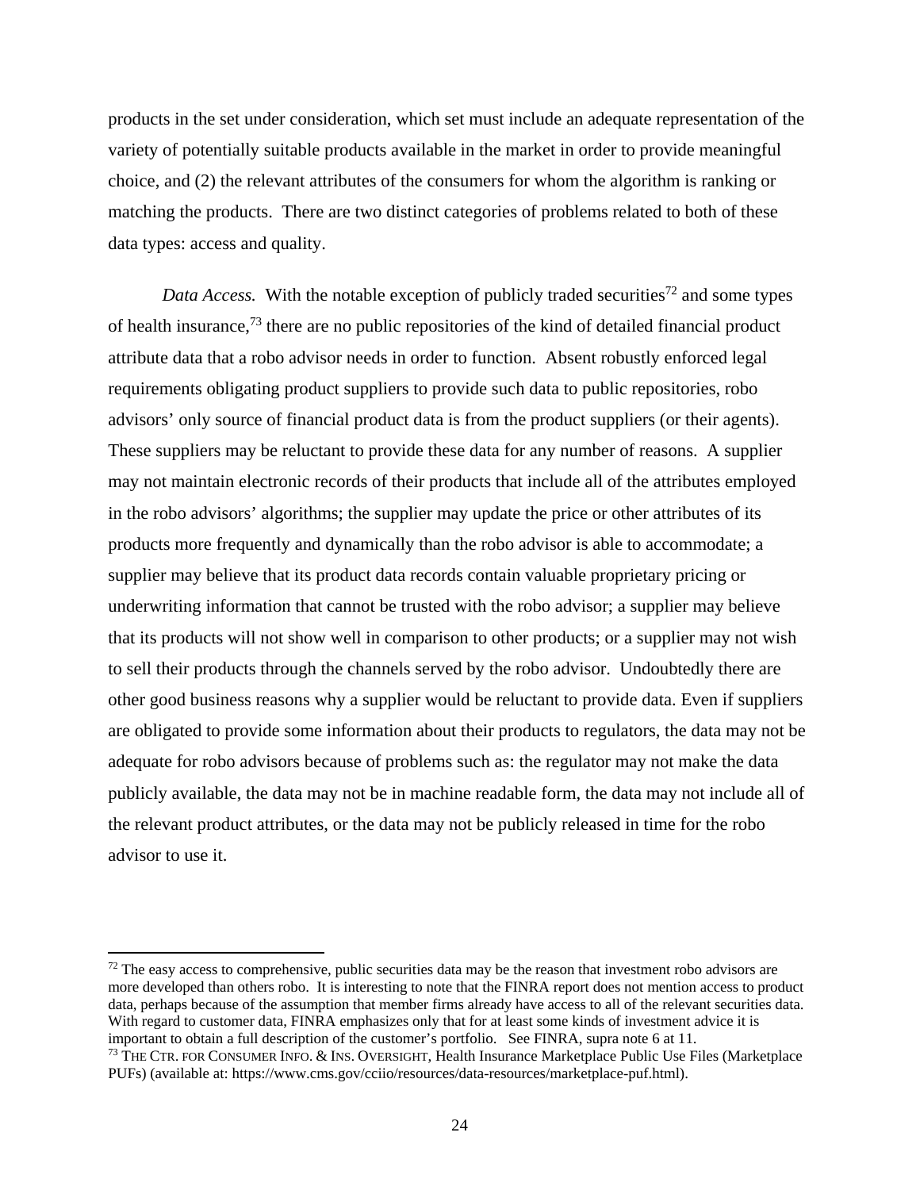products in the set under consideration, which set must include an adequate representation of the variety of potentially suitable products available in the market in order to provide meaningful choice, and (2) the relevant attributes of the consumers for whom the algorithm is ranking or matching the products. There are two distinct categories of problems related to both of these data types: access and quality.

*Data Access.* With the notable exception of publicly traded securities[72] and some types of health insurance,[73] there are no public repositories of the kind of detailed financial product attribute data that a robo advisor needs in order to function. Absent robustly enforced legal requirements obligating product suppliers to provide such data to public repositories, robo advisors' only source of financial product data is from the product suppliers (or their agents). These suppliers may be reluctant to provide these data for any number of reasons. A supplier may not maintain electronic records of their products that include all of the attributes employed in the robo advisors' algorithms; the supplier may update the price or other attributes of its products more frequently and dynamically than the robo advisor is able to accommodate; a supplier may believe that its product data records contain valuable proprietary pricing or underwriting information that cannot be trusted with the robo advisor; a supplier may believe that its products will not show well in comparison to other products; or a supplier may not wish to sell their products through the channels served by the robo advisor. Undoubtedly there are other good business reasons why a supplier would be reluctant to provide data. Even if suppliers are obligated to provide some information about their products to regulators, the data may not be adequate for robo advisors because of problems such as: the regulator may not make the data publicly available, the data may not be in machine readable form, the data may not include all of the relevant product attributes, or the data may not be publicly released in time for the robo advisor to use it.

---

[72] The easy access to comprehensive, public securities data may be the reason that investment robo advisors are more developed than others robo. It is interesting to note that the FINRA report does not mention access to product data, perhaps because of the assumption that member firms already have access to all of the relevant securities data. With regard to customer data, FINRA emphasizes only that for at least some kinds of investment advice it is important to obtain a full description of the customer's portfolio. See FINRA, supra note 6 at 11.

[73] THE CTR. FOR CONSUMER INFO. & INS. OVERSIGHT, Health Insurance Marketplace Public Use Files (Marketplace PUFs) (available at: https://www.cms.gov/cciio/resources/data-resources/marketplace-puf.html).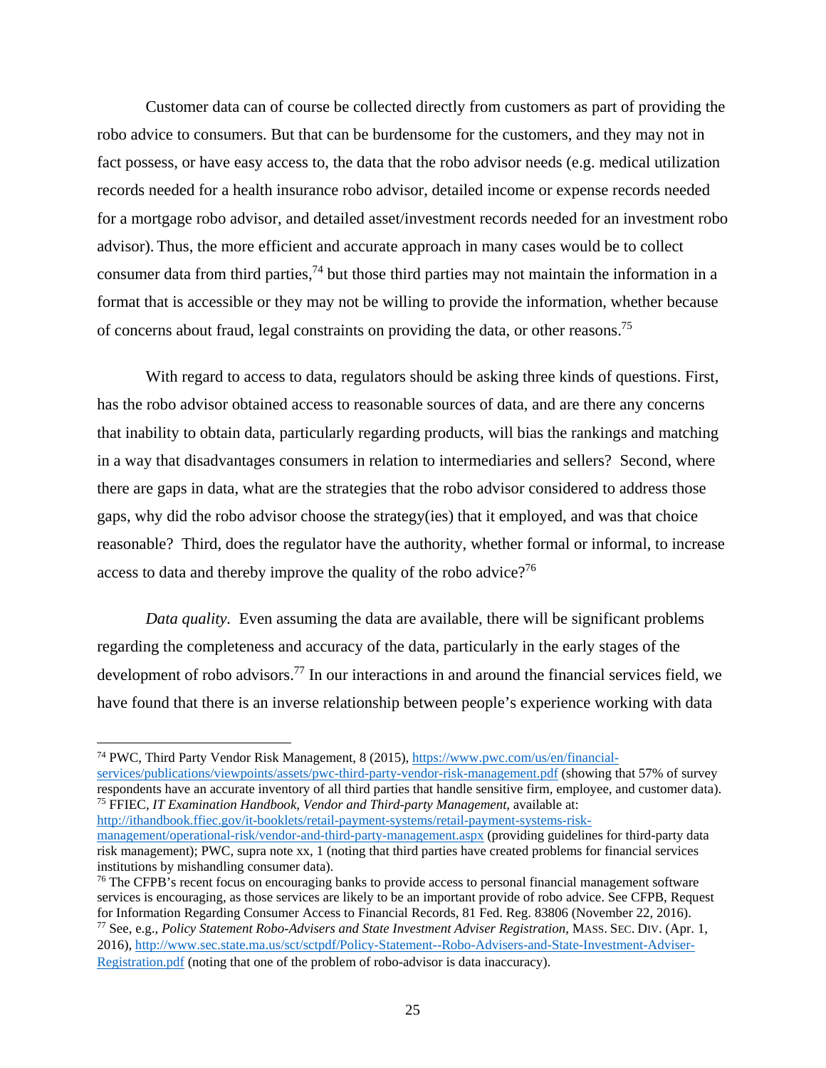Customer data can of course be collected directly from customers as part of providing the robo advice to consumers. But that can be burdensome for the customers, and they may not in fact possess, or have easy access to, the data that the robo advisor needs (e.g. medical utilization records needed for a health insurance robo advisor, detailed income or expense records needed for a mortgage robo advisor, and detailed asset/investment records needed for an investment robo advisor). Thus, the more efficient and accurate approach in many cases would be to collect consumer data from third parties,[74] but those third parties may not maintain the information in a format that is accessible or they may not be willing to provide the information, whether because of concerns about fraud, legal constraints on providing the data, or other reasons.[75]

With regard to access to data, regulators should be asking three kinds of questions. First, has the robo advisor obtained access to reasonable sources of data, and are there any concerns that inability to obtain data, particularly regarding products, will bias the rankings and matching in a way that disadvantages consumers in relation to intermediaries and sellers? Second, where there are gaps in data, what are the strategies that the robo advisor considered to address those gaps, why did the robo advisor choose the strategy(ies) that it employed, and was that choice reasonable? Third, does the regulator have the authority, whether formal or informal, to increase access to data and thereby improve the quality of the robo advice?[76]

*Data quality*. Even assuming the data are available, there will be significant problems regarding the completeness and accuracy of the data, particularly in the early stages of the development of robo advisors.[77] In our interactions in and around the financial services field, we have found that there is an inverse relationship between people's experience working with data

---

[74] PWC, Third Party Vendor Risk Management, 8 (2015), https://www.pwc.com/us/en/financial-services/publications/viewpoints/assets/pwc-third-party-vendor-risk-management.pdf (showing that 57% of survey respondents have an accurate inventory of all third parties that handle sensitive firm, employee, and customer data).

[75] FFIEC, *IT Examination Handbook, Vendor and Third-party Management*, available at: http://ithandbook.ffiec.gov/it-booklets/retail-payment-systems/retail-payment-systems-risk-management/operational-risk/vendor-and-third-party-management.aspx (providing guidelines for third-party data risk management); PWC, supra note xx, 1 (noting that third parties have created problems for financial services institutions by mishandling consumer data).

[76] The CFPB's recent focus on encouraging banks to provide access to personal financial management software services is encouraging, as those services are likely to be an important provide of robo advice. See CFPB, Request for Information Regarding Consumer Access to Financial Records, 81 Fed. Reg. 83806 (November 22, 2016).

[77] See, e.g., *Policy Statement Robo-Advisers and State Investment Adviser Registration*, MASS. SEC. DIV. (Apr. 1, 2016), http://www.sec.state.ma.us/sct/sctpdf/Policy-Statement--Robo-Advisers-and-State-Investment-Adviser-Registration.pdf (noting that one of the problem of robo-advisor is data inaccuracy).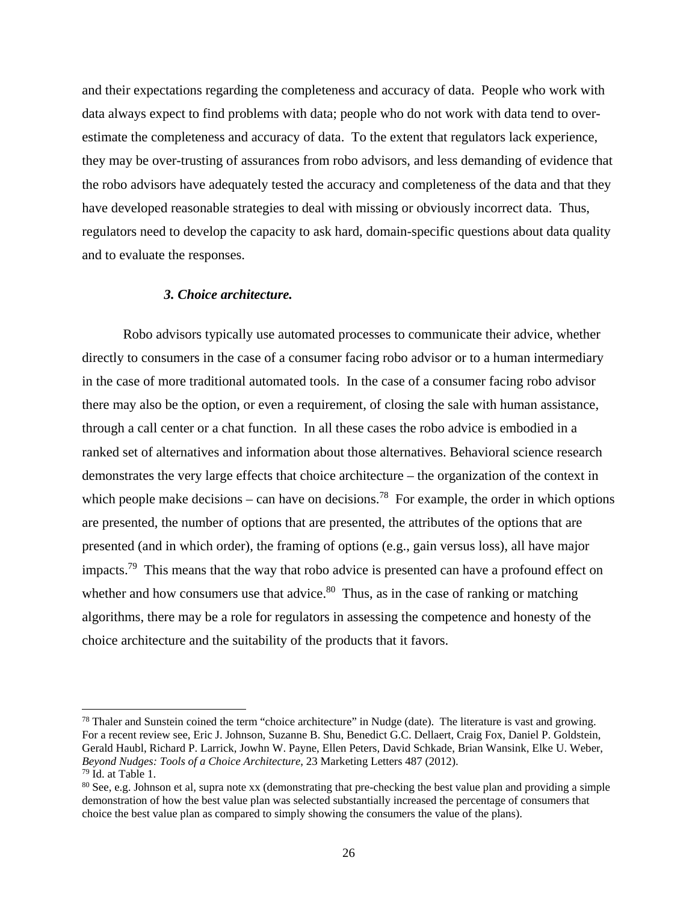and their expectations regarding the completeness and accuracy of data. People who work with data always expect to find problems with data; people who do not work with data tend to over-estimate the completeness and accuracy of data. To the extent that regulators lack experience, they may be over-trusting of assurances from robo advisors, and less demanding of evidence that the robo advisors have adequately tested the accuracy and completeness of the data and that they have developed reasonable strategies to deal with missing or obviously incorrect data. Thus, regulators need to develop the capacity to ask hard, domain-specific questions about data quality and to evaluate the responses.

### *3. Choice architecture.*

Robo advisors typically use automated processes to communicate their advice, whether directly to consumers in the case of a consumer facing robo advisor or to a human intermediary in the case of more traditional automated tools. In the case of a consumer facing robo advisor there may also be the option, or even a requirement, of closing the sale with human assistance, through a call center or a chat function. In all these cases the robo advice is embodied in a ranked set of alternatives and information about those alternatives. Behavioral science research demonstrates the very large effects that choice architecture – the organization of the context in which people make decisions – can have on decisions.[78] For example, the order in which options are presented, the number of options that are presented, the attributes of the options that are presented (and in which order), the framing of options (e.g., gain versus loss), all have major impacts.[79] This means that the way that robo advice is presented can have a profound effect on whether and how consumers use that advice.[80] Thus, as in the case of ranking or matching algorithms, there may be a role for regulators in assessing the competence and honesty of the choice architecture and the suitability of the products that it favors.

---

[78] Thaler and Sunstein coined the term "choice architecture" in Nudge (date). The literature is vast and growing. For a recent review see, Eric J. Johnson, Suzanne B. Shu, Benedict G.C. Dellaert, Craig Fox, Daniel P. Goldstein, Gerald Haubl, Richard P. Larrick, Jowhn W. Payne, Ellen Peters, David Schkade, Brian Wansink, Elke U. Weber, *Beyond Nudges: Tools of a Choice Architecture*, 23 Marketing Letters 487 (2012).

[79] Id. at Table 1.

[80] See, e.g. Johnson et al, supra note xx (demonstrating that pre-checking the best value plan and providing a simple demonstration of how the best value plan was selected substantially increased the percentage of consumers that choice the best value plan as compared to simply showing the consumers the value of the plans).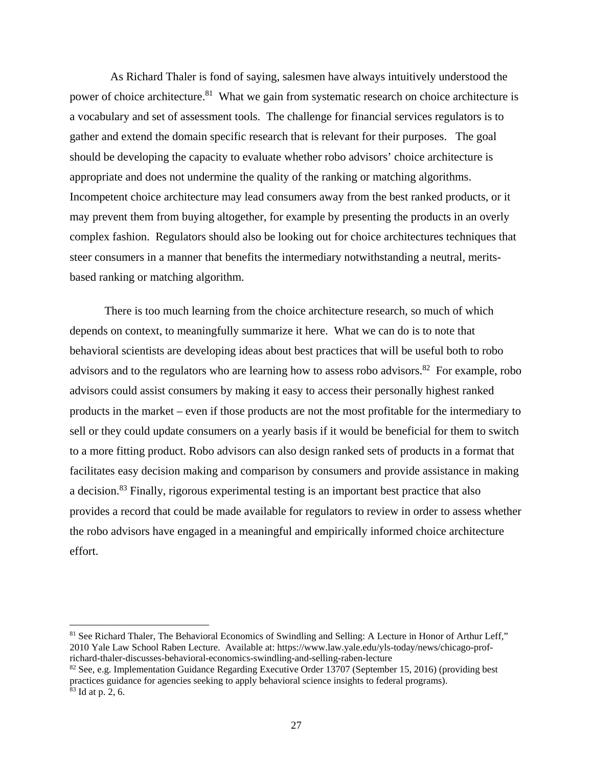As Richard Thaler is fond of saying, salesmen have always intuitively understood the power of choice architecture.[81] What we gain from systematic research on choice architecture is a vocabulary and set of assessment tools. The challenge for financial services regulators is to gather and extend the domain specific research that is relevant for their purposes. The goal should be developing the capacity to evaluate whether robo advisors' choice architecture is appropriate and does not undermine the quality of the ranking or matching algorithms. Incompetent choice architecture may lead consumers away from the best ranked products, or it may prevent them from buying altogether, for example by presenting the products in an overly complex fashion. Regulators should also be looking out for choice architectures techniques that steer consumers in a manner that benefits the intermediary notwithstanding a neutral, merits-based ranking or matching algorithm.

There is too much learning from the choice architecture research, so much of which depends on context, to meaningfully summarize it here. What we can do is to note that behavioral scientists are developing ideas about best practices that will be useful both to robo advisors and to the regulators who are learning how to assess robo advisors.[82] For example, robo advisors could assist consumers by making it easy to access their personally highest ranked products in the market – even if those products are not the most profitable for the intermediary to sell or they could update consumers on a yearly basis if it would be beneficial for them to switch to a more fitting product. Robo advisors can also design ranked sets of products in a format that facilitates easy decision making and comparison by consumers and provide assistance in making a decision.[83] Finally, rigorous experimental testing is an important best practice that also provides a record that could be made available for regulators to review in order to assess whether the robo advisors have engaged in a meaningful and empirically informed choice architecture effort.

---

[81] See Richard Thaler, The Behavioral Economics of Swindling and Selling: A Lecture in Honor of Arthur Leff," 2010 Yale Law School Raben Lecture. Available at: https://www.law.yale.edu/yls-today/news/chicago-prof-richard-thaler-discusses-behavioral-economics-swindling-and-selling-raben-lecture

[82] See, e.g. Implementation Guidance Regarding Executive Order 13707 (September 15, 2016) (providing best practices guidance for agencies seeking to apply behavioral science insights to federal programs).

[83] Id at p. 2, 6.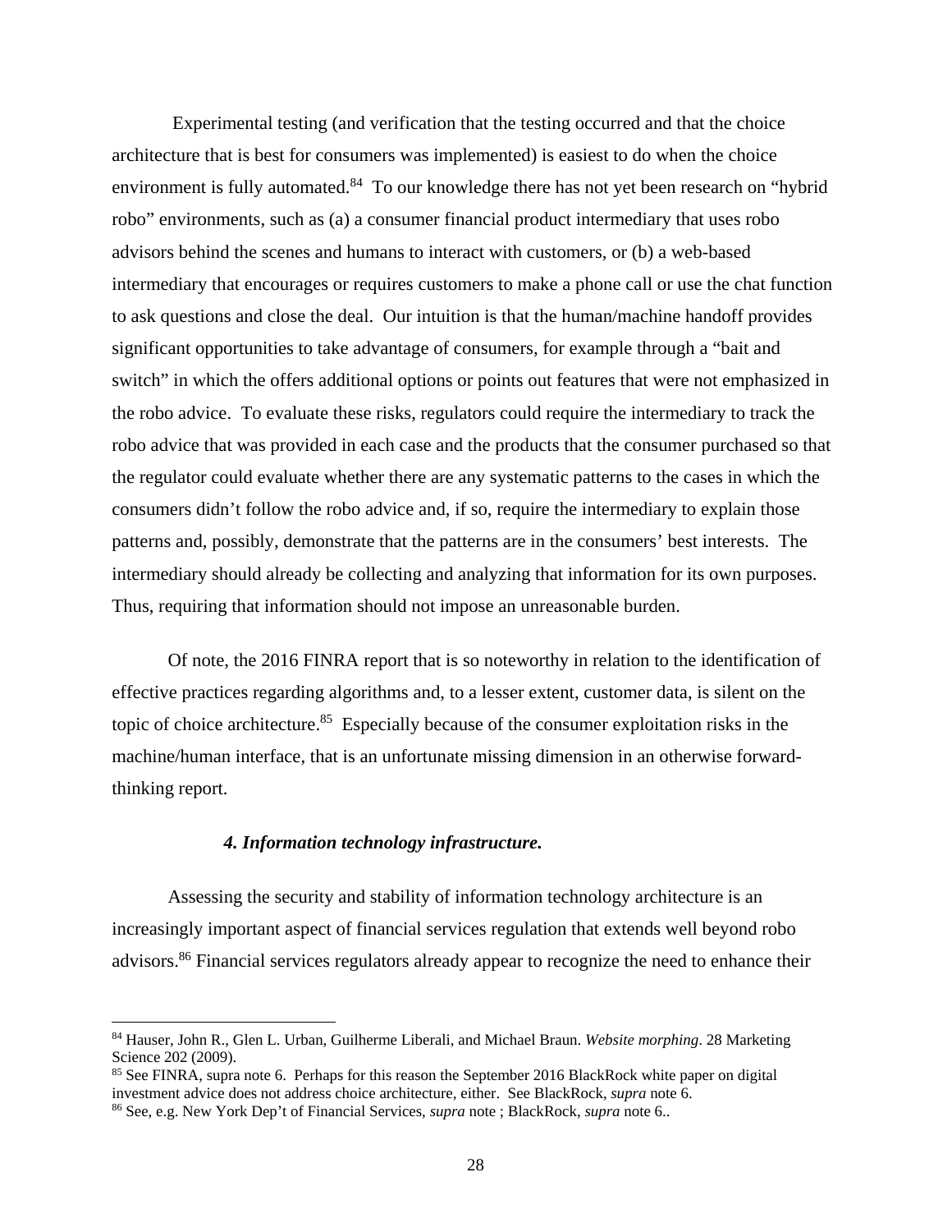Experimental testing (and verification that the testing occurred and that the choice architecture that is best for consumers was implemented) is easiest to do when the choice environment is fully automated.[84] To our knowledge there has not yet been research on "hybrid robo" environments, such as (a) a consumer financial product intermediary that uses robo advisors behind the scenes and humans to interact with customers, or (b) a web-based intermediary that encourages or requires customers to make a phone call or use the chat function to ask questions and close the deal. Our intuition is that the human/machine handoff provides significant opportunities to take advantage of consumers, for example through a "bait and switch" in which the offers additional options or points out features that were not emphasized in the robo advice. To evaluate these risks, regulators could require the intermediary to track the robo advice that was provided in each case and the products that the consumer purchased so that the regulator could evaluate whether there are any systematic patterns to the cases in which the consumers didn't follow the robo advice and, if so, require the intermediary to explain those patterns and, possibly, demonstrate that the patterns are in the consumers' best interests. The intermediary should already be collecting and analyzing that information for its own purposes. Thus, requiring that information should not impose an unreasonable burden.

Of note, the 2016 FINRA report that is so noteworthy in relation to the identification of effective practices regarding algorithms and, to a lesser extent, customer data, is silent on the topic of choice architecture.[85] Especially because of the consumer exploitation risks in the machine/human interface, that is an unfortunate missing dimension in an otherwise forward-thinking report.

#### *4. Information technology infrastructure.*

Assessing the security and stability of information technology architecture is an increasingly important aspect of financial services regulation that extends well beyond robo advisors.[86] Financial services regulators already appear to recognize the need to enhance their

---

[84] Hauser, John R., Glen L. Urban, Guilherme Liberali, and Michael Braun. *Website morphing*. 28 Marketing Science 202 (2009).

[85] See FINRA, supra note 6. Perhaps for this reason the September 2016 BlackRock white paper on digital investment advice does not address choice architecture, either. See BlackRock, *supra* note 6.

[86] See, e.g. New York Dep't of Financial Services, *supra* note ; BlackRock, *supra* note 6..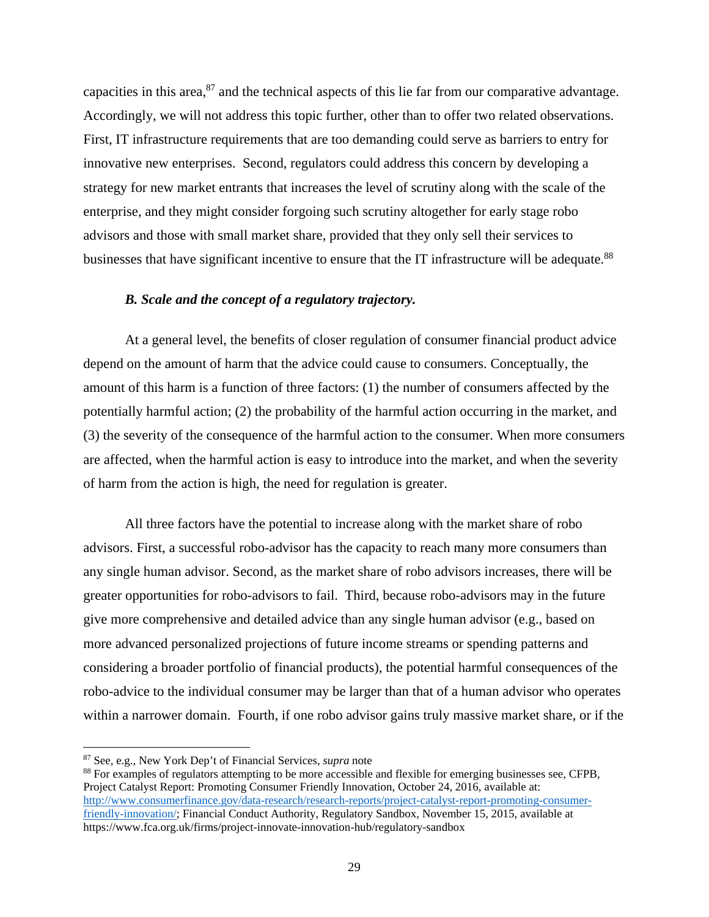capacities in this area,[87] and the technical aspects of this lie far from our comparative advantage. Accordingly, we will not address this topic further, other than to offer two related observations. First, IT infrastructure requirements that are too demanding could serve as barriers to entry for innovative new enterprises. Second, regulators could address this concern by developing a strategy for new market entrants that increases the level of scrutiny along with the scale of the enterprise, and they might consider forgoing such scrutiny altogether for early stage robo advisors and those with small market share, provided that they only sell their services to businesses that have significant incentive to ensure that the IT infrastructure will be adequate.[88]

### *B. Scale and the concept of a regulatory trajectory.*

At a general level, the benefits of closer regulation of consumer financial product advice depend on the amount of harm that the advice could cause to consumers. Conceptually, the amount of this harm is a function of three factors: (1) the number of consumers affected by the potentially harmful action; (2) the probability of the harmful action occurring in the market, and (3) the severity of the consequence of the harmful action to the consumer. When more consumers are affected, when the harmful action is easy to introduce into the market, and when the severity of harm from the action is high, the need for regulation is greater.

All three factors have the potential to increase along with the market share of robo advisors. First, a successful robo-advisor has the capacity to reach many more consumers than any single human advisor. Second, as the market share of robo advisors increases, there will be greater opportunities for robo-advisors to fail. Third, because robo-advisors may in the future give more comprehensive and detailed advice than any single human advisor (e.g., based on more advanced personalized projections of future income streams or spending patterns and considering a broader portfolio of financial products), the potential harmful consequences of the robo-advice to the individual consumer may be larger than that of a human advisor who operates within a narrower domain. Fourth, if one robo advisor gains truly massive market share, or if the

---

[87] See, e.g., New York Dep't of Financial Services, *supra* note

[88] For examples of regulators attempting to be more accessible and flexible for emerging businesses see, CFPB, Project Catalyst Report: Promoting Consumer Friendly Innovation, October 24, 2016, available at: http://www.consumerfinance.gov/data-research/research-reports/project-catalyst-report-promoting-consumer-friendly-innovation/; Financial Conduct Authority, Regulatory Sandbox, November 15, 2015, available at https://www.fca.org.uk/firms/project-innovate-innovation-hub/regulatory-sandbox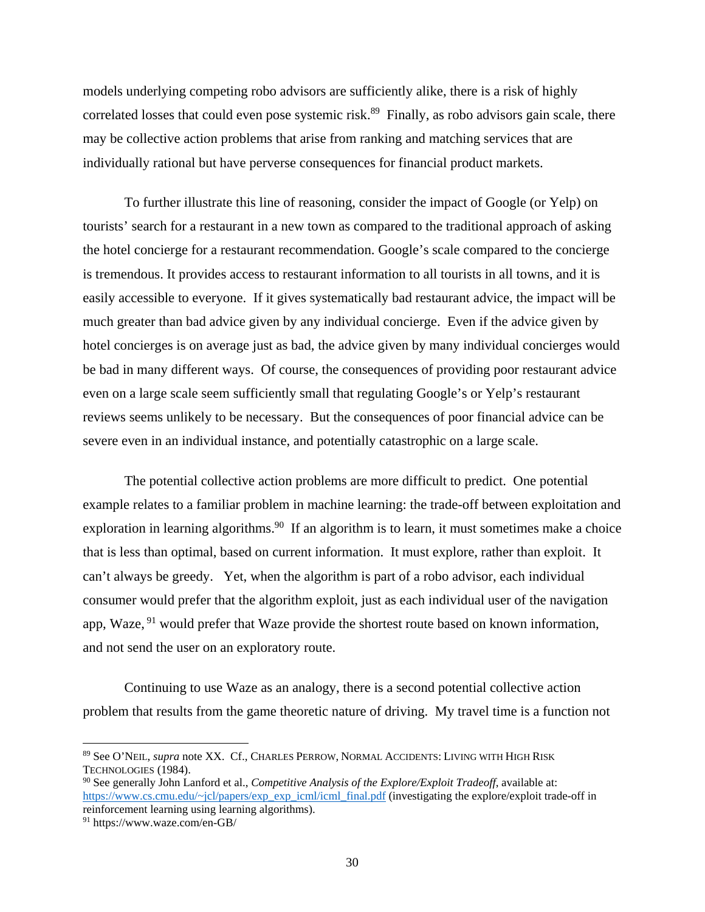models underlying competing robo advisors are sufficiently alike, there is a risk of highly correlated losses that could even pose systemic risk.[89] Finally, as robo advisors gain scale, there may be collective action problems that arise from ranking and matching services that are individually rational but have perverse consequences for financial product markets.

To further illustrate this line of reasoning, consider the impact of Google (or Yelp) on tourists' search for a restaurant in a new town as compared to the traditional approach of asking the hotel concierge for a restaurant recommendation. Google's scale compared to the concierge is tremendous. It provides access to restaurant information to all tourists in all towns, and it is easily accessible to everyone. If it gives systematically bad restaurant advice, the impact will be much greater than bad advice given by any individual concierge. Even if the advice given by hotel concierges is on average just as bad, the advice given by many individual concierges would be bad in many different ways. Of course, the consequences of providing poor restaurant advice even on a large scale seem sufficiently small that regulating Google's or Yelp's restaurant reviews seems unlikely to be necessary. But the consequences of poor financial advice can be severe even in an individual instance, and potentially catastrophic on a large scale.

The potential collective action problems are more difficult to predict. One potential example relates to a familiar problem in machine learning: the trade-off between exploitation and exploration in learning algorithms.[90] If an algorithm is to learn, it must sometimes make a choice that is less than optimal, based on current information. It must explore, rather than exploit. It can't always be greedy. Yet, when the algorithm is part of a robo advisor, each individual consumer would prefer that the algorithm exploit, just as each individual user of the navigation app, Waze,[91] would prefer that Waze provide the shortest route based on known information, and not send the user on an exploratory route.

Continuing to use Waze as an analogy, there is a second potential collective action problem that results from the game theoretic nature of driving. My travel time is a function not

---

[89] See O'NEIL, *supra* note XX. Cf., CHARLES PERROW, NORMAL ACCIDENTS: LIVING WITH HIGH RISK TECHNOLOGIES (1984).

[90] See generally John Lanford et al., *Competitive Analysis of the Explore/Exploit Tradeoff*, available at: https://www.cs.cmu.edu/~jcl/papers/exp_exp_icml/icml_final.pdf (investigating the explore/exploit trade-off in reinforcement learning using learning algorithms).

[91] https://www.waze.com/en-GB/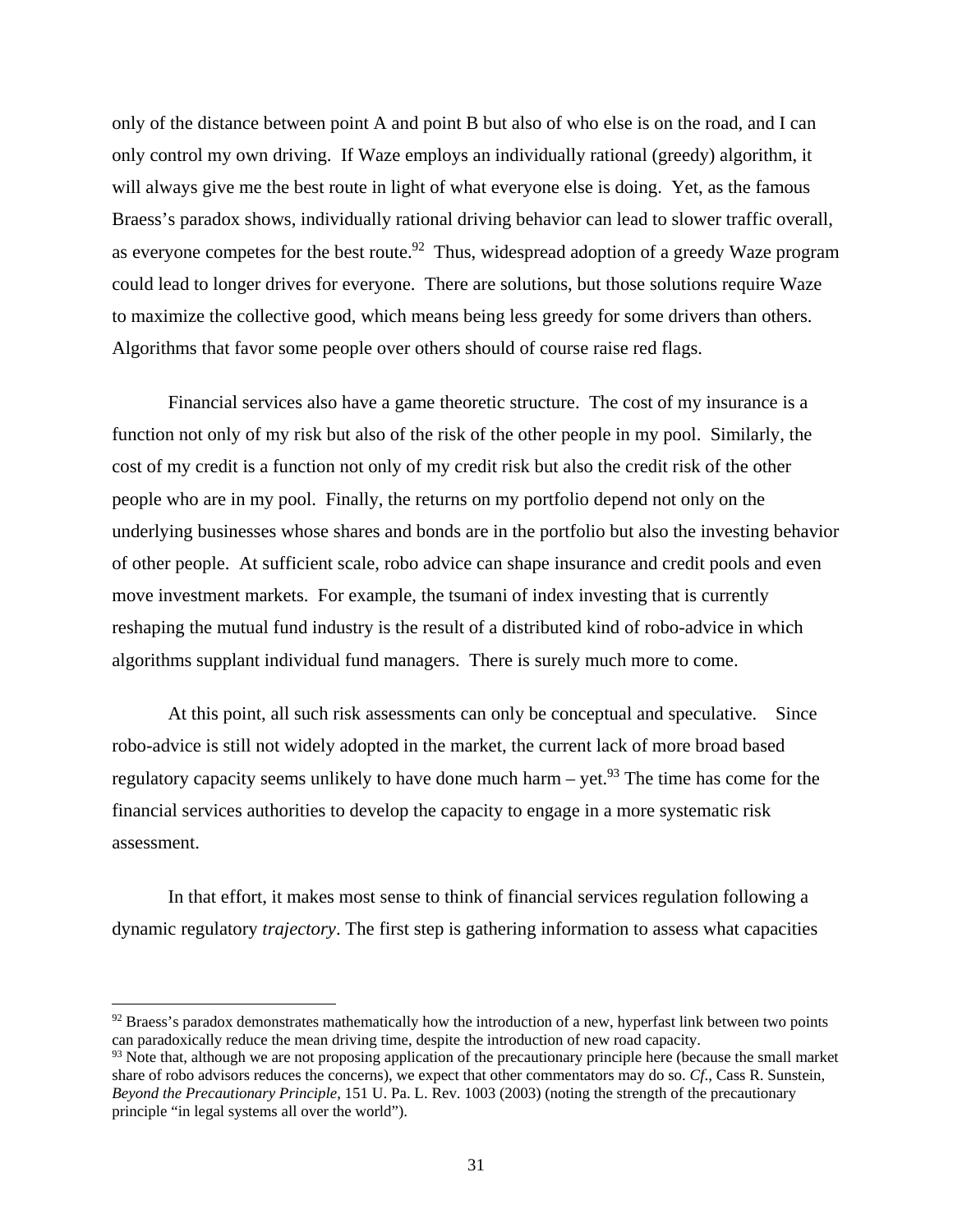only of the distance between point A and point B but also of who else is on the road, and I can only control my own driving. If Waze employs an individually rational (greedy) algorithm, it will always give me the best route in light of what everyone else is doing. Yet, as the famous Braess's paradox shows, individually rational driving behavior can lead to slower traffic overall, as everyone competes for the best route.[92] Thus, widespread adoption of a greedy Waze program could lead to longer drives for everyone. There are solutions, but those solutions require Waze to maximize the collective good, which means being less greedy for some drivers than others. Algorithms that favor some people over others should of course raise red flags.

Financial services also have a game theoretic structure. The cost of my insurance is a function not only of my risk but also of the risk of the other people in my pool. Similarly, the cost of my credit is a function not only of my credit risk but also the credit risk of the other people who are in my pool. Finally, the returns on my portfolio depend not only on the underlying businesses whose shares and bonds are in the portfolio but also the investing behavior of other people. At sufficient scale, robo advice can shape insurance and credit pools and even move investment markets. For example, the tsumani of index investing that is currently reshaping the mutual fund industry is the result of a distributed kind of robo-advice in which algorithms supplant individual fund managers. There is surely much more to come.

At this point, all such risk assessments can only be conceptual and speculative. Since robo-advice is still not widely adopted in the market, the current lack of more broad based regulatory capacity seems unlikely to have done much harm – yet.[93] The time has come for the financial services authorities to develop the capacity to engage in a more systematic risk assessment.

In that effort, it makes most sense to think of financial services regulation following a dynamic regulatory *trajectory*. The first step is gathering information to assess what capacities

---

[92] Braess's paradox demonstrates mathematically how the introduction of a new, hyperfast link between two points can paradoxically reduce the mean driving time, despite the introduction of new road capacity.

[93] Note that, although we are not proposing application of the precautionary principle here (because the small market share of robo advisors reduces the concerns), we expect that other commentators may do so. *Cf.*, Cass R. Sunstein, *Beyond the Precautionary Principle*, 151 U. Pa. L. Rev. 1003 (2003) (noting the strength of the precautionary principle "in legal systems all over the world").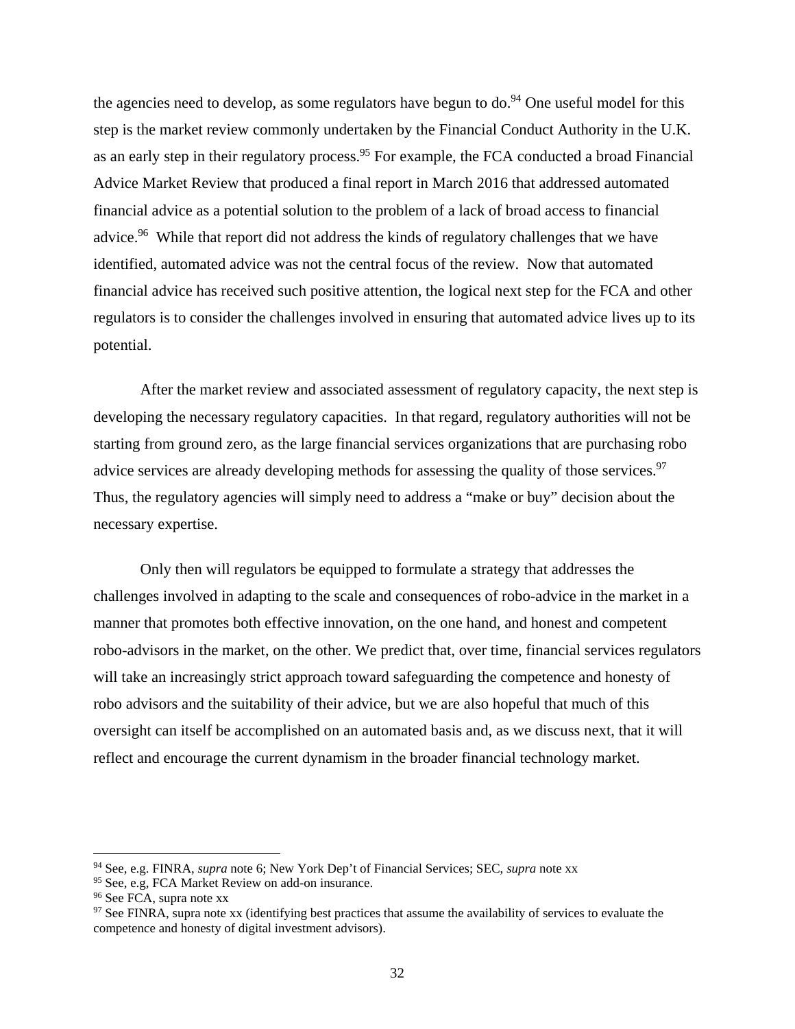the agencies need to develop, as some regulators have begun to do.[94] One useful model for this step is the market review commonly undertaken by the Financial Conduct Authority in the U.K. as an early step in their regulatory process.[95] For example, the FCA conducted a broad Financial Advice Market Review that produced a final report in March 2016 that addressed automated financial advice as a potential solution to the problem of a lack of broad access to financial advice.[96] While that report did not address the kinds of regulatory challenges that we have identified, automated advice was not the central focus of the review. Now that automated financial advice has received such positive attention, the logical next step for the FCA and other regulators is to consider the challenges involved in ensuring that automated advice lives up to its potential.

After the market review and associated assessment of regulatory capacity, the next step is developing the necessary regulatory capacities. In that regard, regulatory authorities will not be starting from ground zero, as the large financial services organizations that are purchasing robo advice services are already developing methods for assessing the quality of those services.[97] Thus, the regulatory agencies will simply need to address a "make or buy" decision about the necessary expertise.

Only then will regulators be equipped to formulate a strategy that addresses the challenges involved in adapting to the scale and consequences of robo-advice in the market in a manner that promotes both effective innovation, on the one hand, and honest and competent robo-advisors in the market, on the other. We predict that, over time, financial services regulators will take an increasingly strict approach toward safeguarding the competence and honesty of robo advisors and the suitability of their advice, but we are also hopeful that much of this oversight can itself be accomplished on an automated basis and, as we discuss next, that it will reflect and encourage the current dynamism in the broader financial technology market.

---

[94] See, e.g. FINRA, *supra* note 6; New York Dep't of Financial Services; SEC, *supra* note xx

[95] See, e.g, FCA Market Review on add-on insurance.

[96] See FCA, supra note xx

[97] See FINRA, supra note xx (identifying best practices that assume the availability of services to evaluate the competence and honesty of digital investment advisors).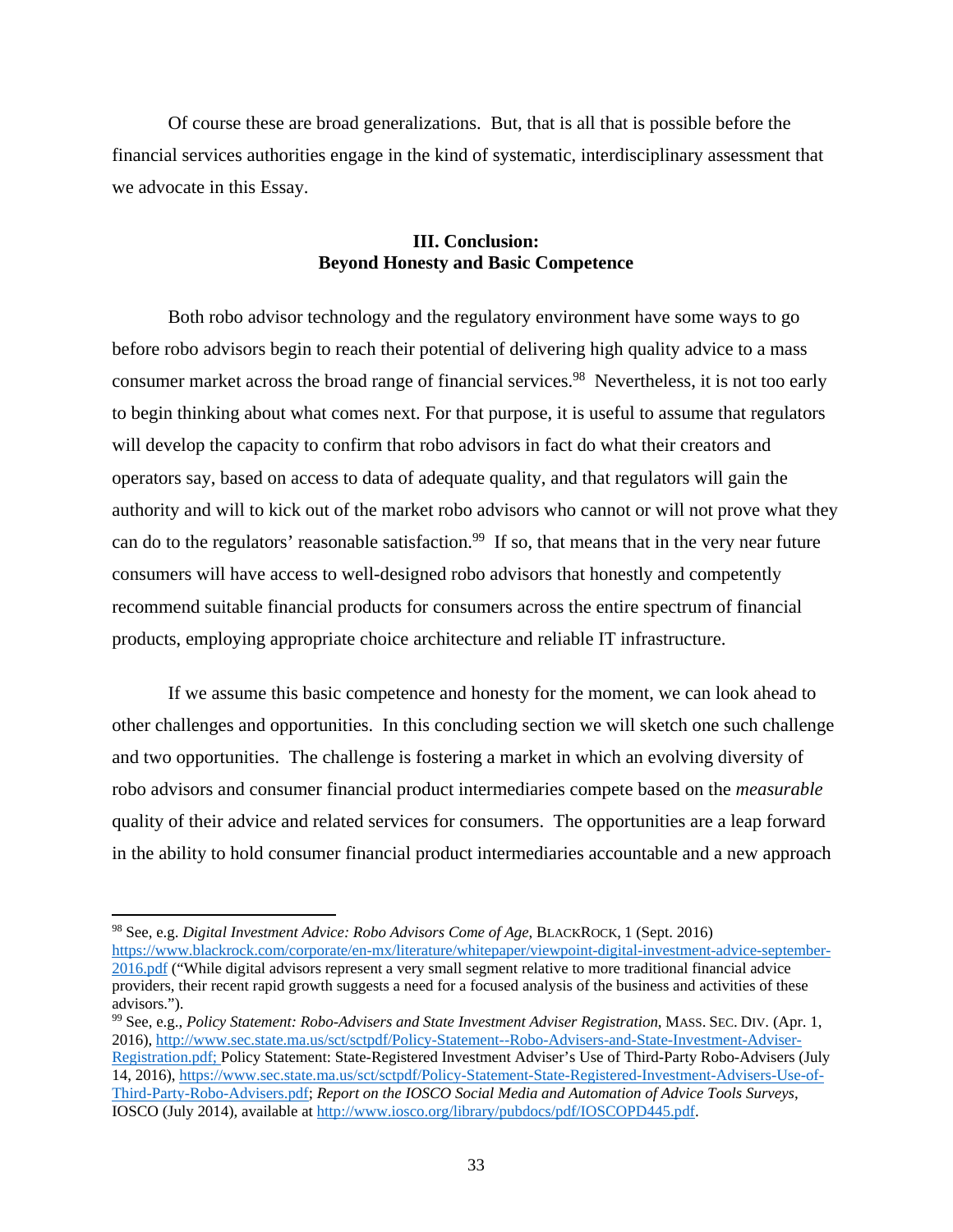Of course these are broad generalizations. But, that is all that is possible before the financial services authorities engage in the kind of systematic, interdisciplinary assessment that we advocate in this Essay.

## III. Conclusion: Beyond Honesty and Basic Competence

Both robo advisor technology and the regulatory environment have some ways to go before robo advisors begin to reach their potential of delivering high quality advice to a mass consumer market across the broad range of financial services.[98] Nevertheless, it is not too early to begin thinking about what comes next. For that purpose, it is useful to assume that regulators will develop the capacity to confirm that robo advisors in fact do what their creators and operators say, based on access to data of adequate quality, and that regulators will gain the authority and will to kick out of the market robo advisors who cannot or will not prove what they can do to the regulators' reasonable satisfaction.[99] If so, that means that in the very near future consumers will have access to well-designed robo advisors that honestly and competently recommend suitable financial products for consumers across the entire spectrum of financial products, employing appropriate choice architecture and reliable IT infrastructure.

If we assume this basic competence and honesty for the moment, we can look ahead to other challenges and opportunities. In this concluding section we will sketch one such challenge and two opportunities. The challenge is fostering a market in which an evolving diversity of robo advisors and consumer financial product intermediaries compete based on the *measurable* quality of their advice and related services for consumers. The opportunities are a leap forward in the ability to hold consumer financial product intermediaries accountable and a new approach

---

[98] See, e.g. *Digital Investment Advice: Robo Advisors Come of Age*, BLACKROCK, 1 (Sept. 2016) https://www.blackrock.com/corporate/en-mx/literature/whitepaper/viewpoint-digital-investment-advice-september-2016.pdf ("While digital advisors represent a very small segment relative to more traditional financial advice providers, their recent rapid growth suggests a need for a focused analysis of the business and activities of these advisors.").

[99] See, e.g., *Policy Statement: Robo-Advisers and State Investment Adviser Registration*, MASS. SEC. DIV. (Apr. 1, 2016), http://www.sec.state.ma.us/sct/sctpdf/Policy-Statement--Robo-Advisers-and-State-Investment-Adviser-Registration.pdf; Policy Statement: State-Registered Investment Adviser's Use of Third-Party Robo-Advisers (July 14, 2016), https://www.sec.state.ma.us/sct/sctpdf/Policy-Statement-State-Registered-Investment-Advisers-Use-of-Third-Party-Robo-Advisers.pdf; *Report on the IOSCO Social Media and Automation of Advice Tools Surveys*, IOSCO (July 2014), available at http://www.iosco.org/library/pubdocs/pdf/IOSCOPD445.pdf.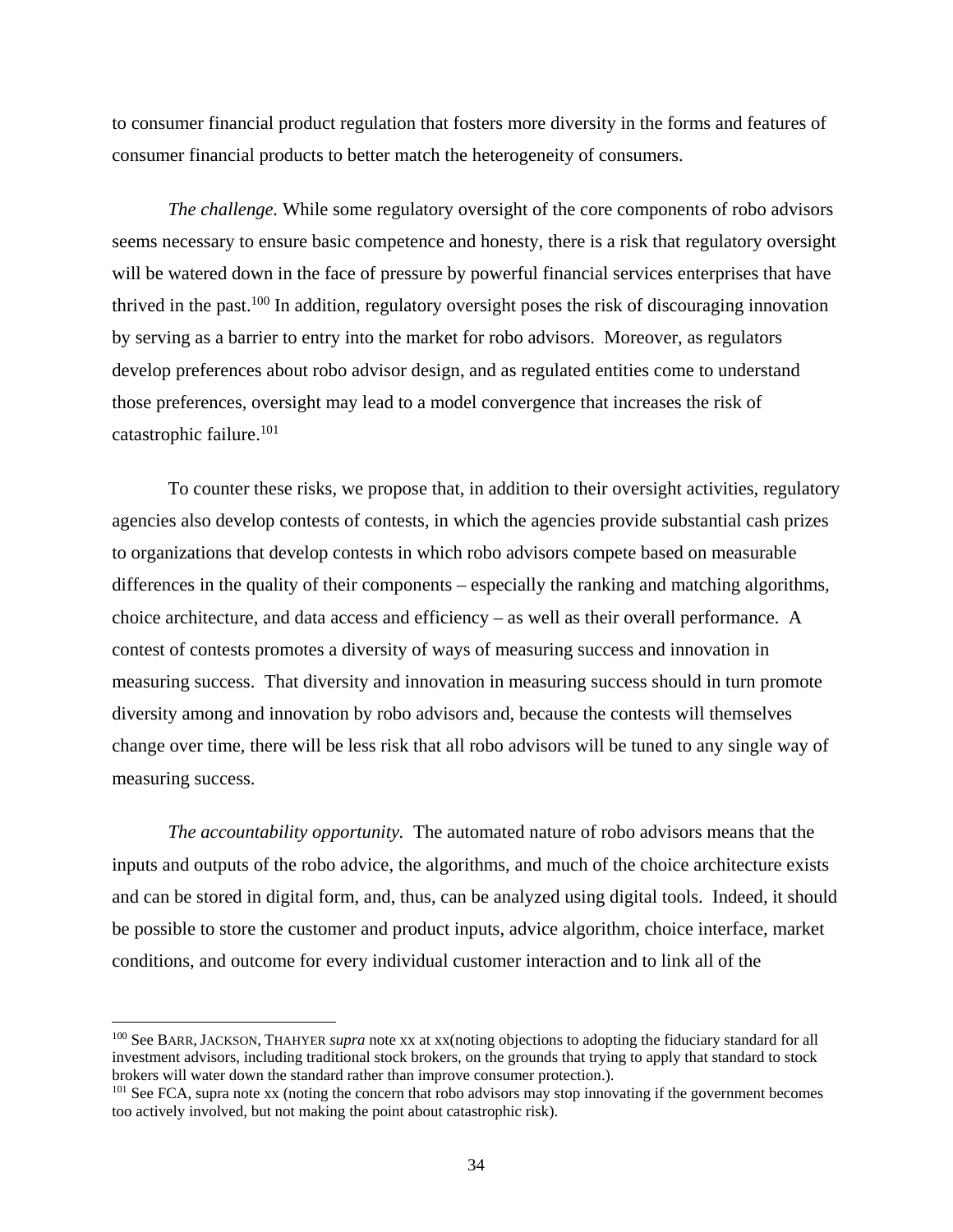to consumer financial product regulation that fosters more diversity in the forms and features of consumer financial products to better match the heterogeneity of consumers.

*The challenge.* While some regulatory oversight of the core components of robo advisors seems necessary to ensure basic competence and honesty, there is a risk that regulatory oversight will be watered down in the face of pressure by powerful financial services enterprises that have thrived in the past.[100] In addition, regulatory oversight poses the risk of discouraging innovation by serving as a barrier to entry into the market for robo advisors. Moreover, as regulators develop preferences about robo advisor design, and as regulated entities come to understand those preferences, oversight may lead to a model convergence that increases the risk of catastrophic failure.[101]

To counter these risks, we propose that, in addition to their oversight activities, regulatory agencies also develop contests of contests, in which the agencies provide substantial cash prizes to organizations that develop contests in which robo advisors compete based on measurable differences in the quality of their components – especially the ranking and matching algorithms, choice architecture, and data access and efficiency – as well as their overall performance. A contest of contests promotes a diversity of ways of measuring success and innovation in measuring success. That diversity and innovation in measuring success should in turn promote diversity among and innovation by robo advisors and, because the contests will themselves change over time, there will be less risk that all robo advisors will be tuned to any single way of measuring success.

*The accountability opportunity.* The automated nature of robo advisors means that the inputs and outputs of the robo advice, the algorithms, and much of the choice architecture exists and can be stored in digital form, and, thus, can be analyzed using digital tools. Indeed, it should be possible to store the customer and product inputs, advice algorithm, choice interface, market conditions, and outcome for every individual customer interaction and to link all of the

---

[100] See BARR, JACKSON, THAHYER *supra* note xx at xx(noting objections to adopting the fiduciary standard for all investment advisors, including traditional stock brokers, on the grounds that trying to apply that standard to stock brokers will water down the standard rather than improve consumer protection.).

[101] See FCA, supra note xx (noting the concern that robo advisors may stop innovating if the government becomes too actively involved, but not making the point about catastrophic risk).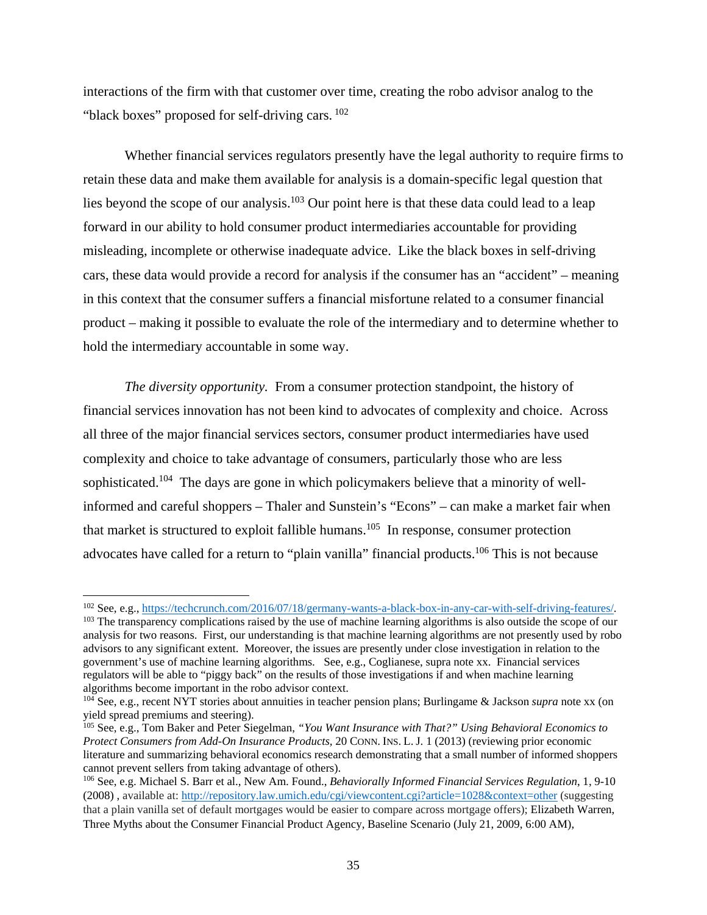interactions of the firm with that customer over time, creating the robo advisor analog to the "black boxes" proposed for self-driving cars. [102]

Whether financial services regulators presently have the legal authority to require firms to retain these data and make them available for analysis is a domain-specific legal question that lies beyond the scope of our analysis.[103] Our point here is that these data could lead to a leap forward in our ability to hold consumer product intermediaries accountable for providing misleading, incomplete or otherwise inadequate advice. Like the black boxes in self-driving cars, these data would provide a record for analysis if the consumer has an "accident" – meaning in this context that the consumer suffers a financial misfortune related to a consumer financial product – making it possible to evaluate the role of the intermediary and to determine whether to hold the intermediary accountable in some way.

*The diversity opportunity.* From a consumer protection standpoint, the history of financial services innovation has not been kind to advocates of complexity and choice. Across all three of the major financial services sectors, consumer product intermediaries have used complexity and choice to take advantage of consumers, particularly those who are less sophisticated.[104] The days are gone in which policymakers believe that a minority of well-informed and careful shoppers – Thaler and Sunstein's "Econs" – can make a market fair when that market is structured to exploit fallible humans.[105] In response, consumer protection advocates have called for a return to "plain vanilla" financial products.[106] This is not because

---

[102] See, e.g., https://techcrunch.com/2016/07/18/germany-wants-a-black-box-in-any-car-with-self-driving-features/.

[103] The transparency complications raised by the use of machine learning algorithms is also outside the scope of our analysis for two reasons. First, our understanding is that machine learning algorithms are not presently used by robo advisors to any significant extent. Moreover, the issues are presently under close investigation in relation to the government's use of machine learning algorithms. See, e.g., Coglianese, supra note xx. Financial services regulators will be able to "piggy back" on the results of those investigations if and when machine learning algorithms become important in the robo advisor context.

[104] See, e.g., recent NYT stories about annuities in teacher pension plans; Burlingame & Jackson *supra* note xx (on yield spread premiums and steering).

[105] See, e.g., Tom Baker and Peter Siegelman, *"You Want Insurance with That?" Using Behavioral Economics to Protect Consumers from Add-On Insurance Products*, 20 CONN. INS. L. J. 1 (2013) (reviewing prior economic literature and summarizing behavioral economics research demonstrating that a small number of informed shoppers cannot prevent sellers from taking advantage of others).

[106] See, e.g. Michael S. Barr et al., New Am. Found., *Behaviorally Informed Financial Services Regulation*, 1, 9-10 (2008) , available at: http://repository.law.umich.edu/cgi/viewcontent.cgi?article=1028&context=other (suggesting that a plain vanilla set of default mortgages would be easier to compare across mortgage offers); Elizabeth Warren, Three Myths about the Consumer Financial Product Agency, Baseline Scenario (July 21, 2009, 6:00 AM),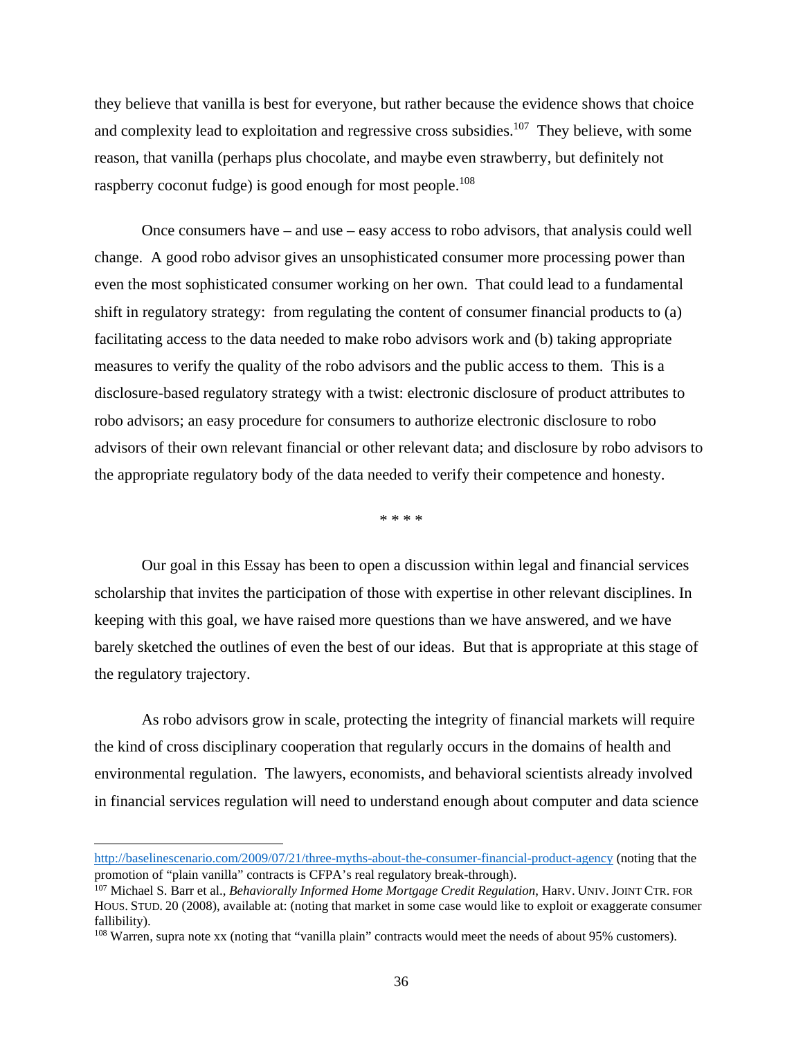they believe that vanilla is best for everyone, but rather because the evidence shows that choice and complexity lead to exploitation and regressive cross subsidies.[107] They believe, with some reason, that vanilla (perhaps plus chocolate, and maybe even strawberry, but definitely not raspberry coconut fudge) is good enough for most people.[108]

Once consumers have – and use – easy access to robo advisors, that analysis could well change. A good robo advisor gives an unsophisticated consumer more processing power than even the most sophisticated consumer working on her own. That could lead to a fundamental shift in regulatory strategy: from regulating the content of consumer financial products to (a) facilitating access to the data needed to make robo advisors work and (b) taking appropriate measures to verify the quality of the robo advisors and the public access to them. This is a disclosure-based regulatory strategy with a twist: electronic disclosure of product attributes to robo advisors; an easy procedure for consumers to authorize electronic disclosure to robo advisors of their own relevant financial or other relevant data; and disclosure by robo advisors to the appropriate regulatory body of the data needed to verify their competence and honesty.

* * * *

Our goal in this Essay has been to open a discussion within legal and financial services scholarship that invites the participation of those with expertise in other relevant disciplines. In keeping with this goal, we have raised more questions than we have answered, and we have barely sketched the outlines of even the best of our ideas. But that is appropriate at this stage of the regulatory trajectory.

As robo advisors grow in scale, protecting the integrity of financial markets will require the kind of cross disciplinary cooperation that regularly occurs in the domains of health and environmental regulation. The lawyers, economists, and behavioral scientists already involved in financial services regulation will need to understand enough about computer and data science

---

http://baselinescenario.com/2009/07/21/three-myths-about-the-consumer-financial-product-agency (noting that the promotion of "plain vanilla" contracts is CFPA's real regulatory break-through).

[107] Michael S. Barr et al., *Behaviorally Informed Home Mortgage Credit Regulation*, HARV. UNIV. JOINT CTR. FOR HOUS. STUD. 20 (2008), available at: (noting that market in some case would like to exploit or exaggerate consumer fallibility).

[108] Warren, supra note xx (noting that "vanilla plain" contracts would meet the needs of about 95% customers).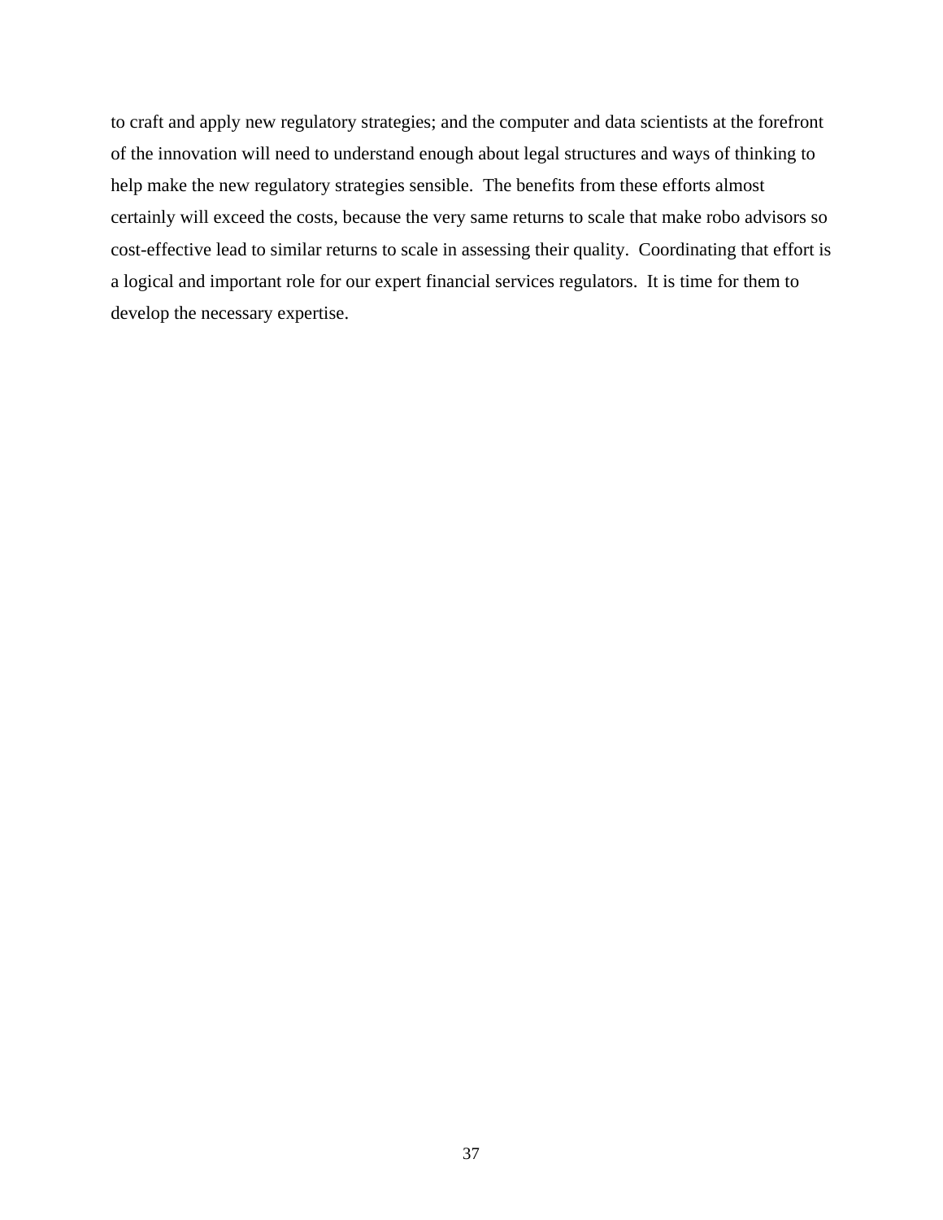to craft and apply new regulatory strategies; and the computer and data scientists at the forefront of the innovation will need to understand enough about legal structures and ways of thinking to help make the new regulatory strategies sensible. The benefits from these efforts almost certainly will exceed the costs, because the very same returns to scale that make robo advisors so cost-effective lead to similar returns to scale in assessing their quality. Coordinating that effort is a logical and important role for our expert financial services regulators. It is time for them to develop the necessary expertise.